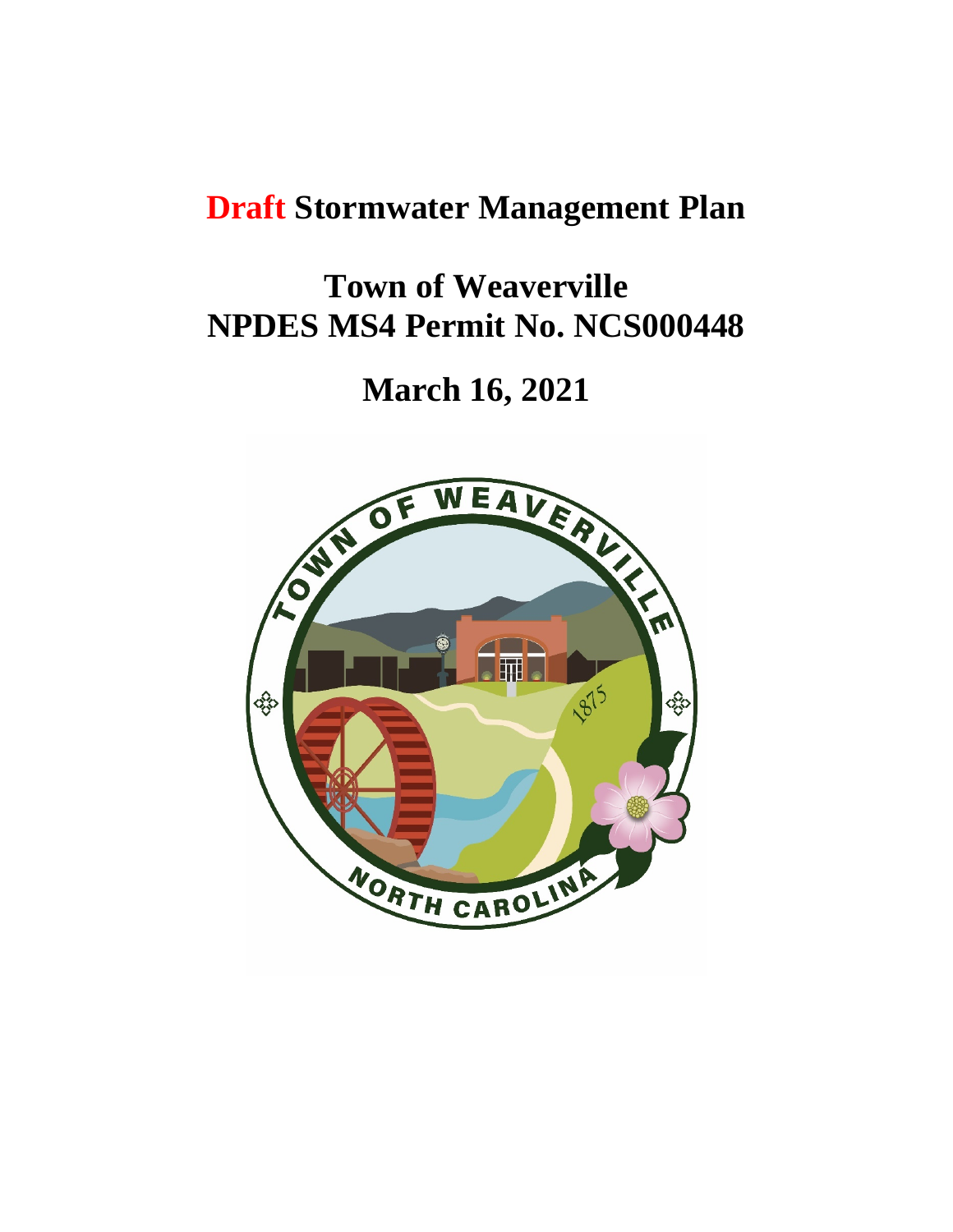# Draft Stormwater Management Plan

# Town of Weaverville
# NPDES MS4 Permit No. NCS000448

# March 16, 2021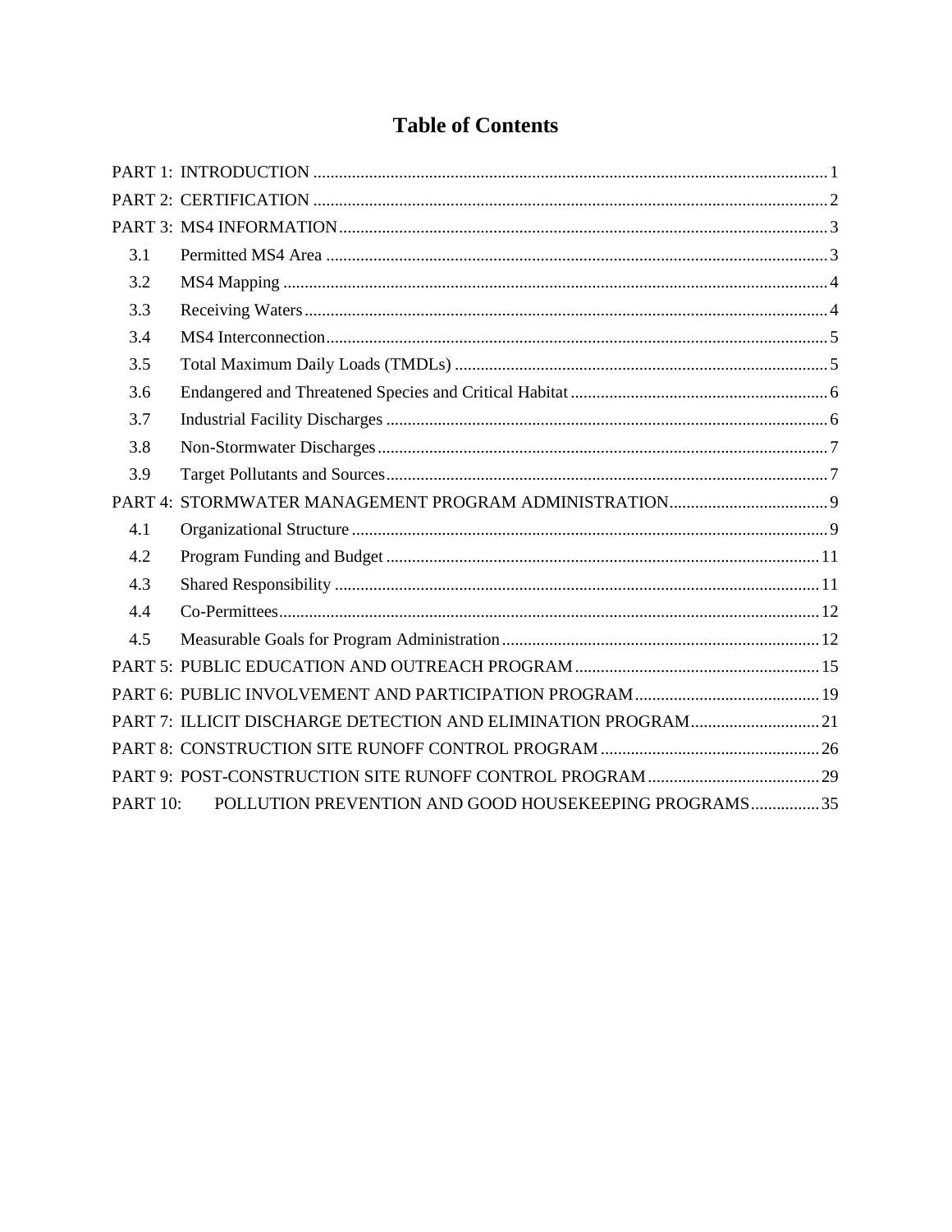# Table of Contents

PART 1: INTRODUCTION ........................................................................................................... 1

PART 2: CERTIFICATION ........................................................................................................... 2

PART 3: MS4 INFORMATION ..................................................................................................... 3

- 3.1 Permitted MS4 Area .................................................................................................... 3
- 3.2 MS4 Mapping .............................................................................................................. 4
- 3.3 Receiving Waters ......................................................................................................... 4
- 3.4 MS4 Interconnection .................................................................................................... 5
- 3.5 Total Maximum Daily Loads (TMDLs) ....................................................................... 5
- 3.6 Endangered and Threatened Species and Critical Habitat ............................................ 6
- 3.7 Industrial Facility Discharges ...................................................................................... 6
- 3.8 Non-Stormwater Discharges ........................................................................................ 7
- 3.9 Target Pollutants and Sources ...................................................................................... 7

PART 4: STORMWATER MANAGEMENT PROGRAM ADMINISTRATION ..................................... 9

- 4.1 Organizational Structure .............................................................................................. 9
- 4.2 Program Funding and Budget ..................................................................................... 11
- 4.3 Shared Responsibility ................................................................................................. 11
- 4.4 Co-Permittees ............................................................................................................. 12
- 4.5 Measurable Goals for Program Administration .......................................................... 12

PART 5: PUBLIC EDUCATION AND OUTREACH PROGRAM ......................................................... 15

PART 6: PUBLIC INVOLVEMENT AND PARTICIPATION PROGRAM ........................................... 19

PART 7: ILLICIT DISCHARGE DETECTION AND ELIMINATION PROGRAM .............................. 21

PART 8: CONSTRUCTION SITE RUNOFF CONTROL PROGRAM ................................................... 26

PART 9: POST-CONSTRUCTION SITE RUNOFF CONTROL PROGRAM ........................................ 29

PART 10: POLLUTION PREVENTION AND GOOD HOUSEKEEPING PROGRAMS ................ 35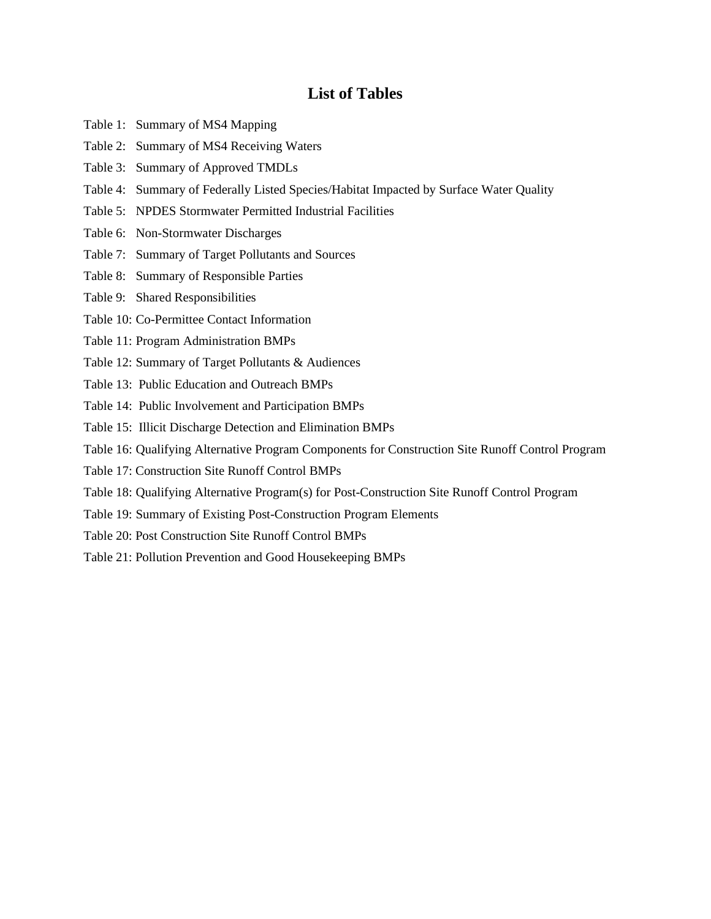## List of Tables

Table 1: Summary of MS4 Mapping

Table 2: Summary of MS4 Receiving Waters

Table 3: Summary of Approved TMDLs

Table 4: Summary of Federally Listed Species/Habitat Impacted by Surface Water Quality

Table 5: NPDES Stormwater Permitted Industrial Facilities

Table 6: Non-Stormwater Discharges

Table 7: Summary of Target Pollutants and Sources

Table 8: Summary of Responsible Parties

Table 9: Shared Responsibilities

Table 10: Co-Permittee Contact Information

Table 11: Program Administration BMPs

Table 12: Summary of Target Pollutants & Audiences

Table 13: Public Education and Outreach BMPs

Table 14: Public Involvement and Participation BMPs

Table 15: Illicit Discharge Detection and Elimination BMPs

Table 16: Qualifying Alternative Program Components for Construction Site Runoff Control Program

Table 17: Construction Site Runoff Control BMPs

Table 18: Qualifying Alternative Program(s) for Post-Construction Site Runoff Control Program

Table 19: Summary of Existing Post-Construction Program Elements

Table 20: Post Construction Site Runoff Control BMPs

Table 21: Pollution Prevention and Good Housekeeping BMPs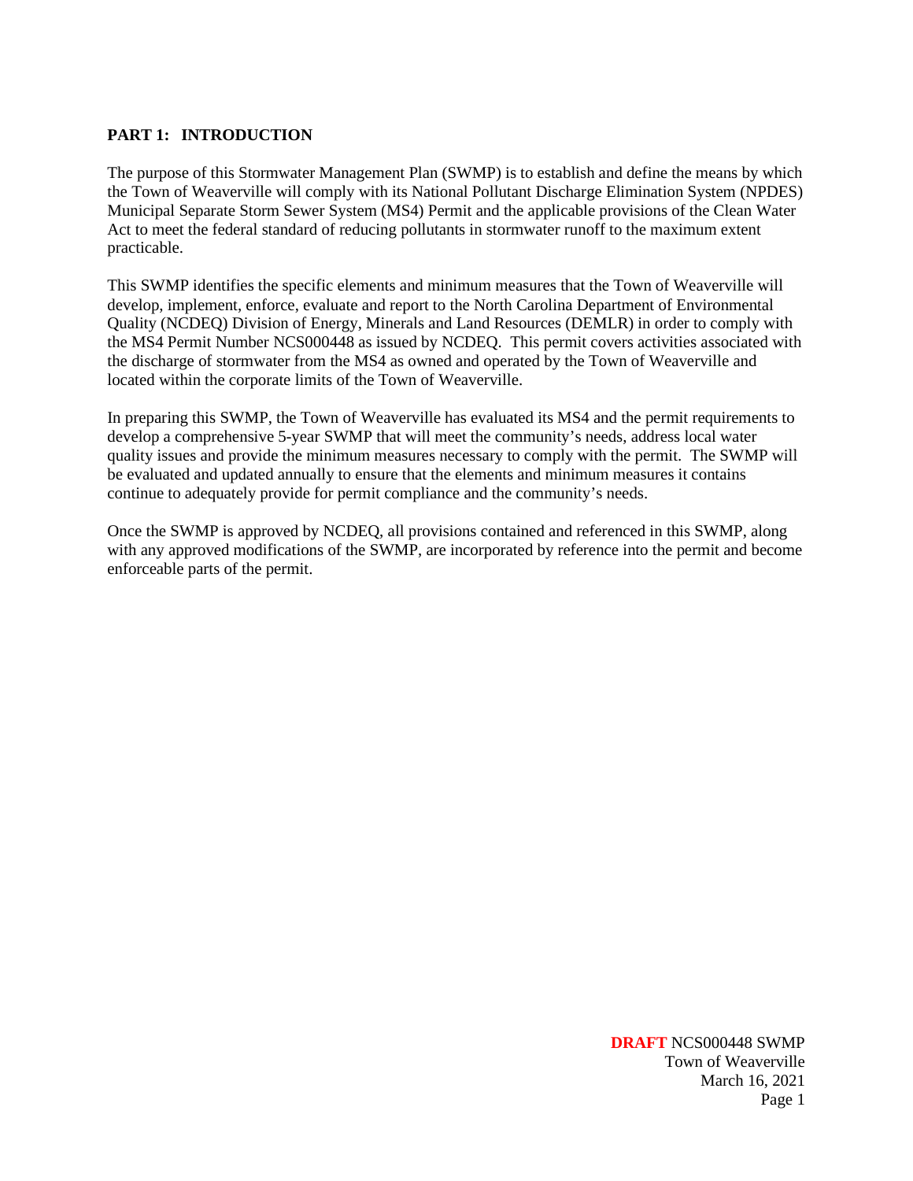## PART 1: INTRODUCTION

The purpose of this Stormwater Management Plan (SWMP) is to establish and define the means by which the Town of Weaverville will comply with its National Pollutant Discharge Elimination System (NPDES) Municipal Separate Storm Sewer System (MS4) Permit and the applicable provisions of the Clean Water Act to meet the federal standard of reducing pollutants in stormwater runoff to the maximum extent practicable.

This SWMP identifies the specific elements and minimum measures that the Town of Weaverville will develop, implement, enforce, evaluate and report to the North Carolina Department of Environmental Quality (NCDEQ) Division of Energy, Minerals and Land Resources (DEMLR) in order to comply with the MS4 Permit Number NCS000448 as issued by NCDEQ. This permit covers activities associated with the discharge of stormwater from the MS4 as owned and operated by the Town of Weaverville and located within the corporate limits of the Town of Weaverville.

In preparing this SWMP, the Town of Weaverville has evaluated its MS4 and the permit requirements to develop a comprehensive 5-year SWMP that will meet the community's needs, address local water quality issues and provide the minimum measures necessary to comply with the permit. The SWMP will be evaluated and updated annually to ensure that the elements and minimum measures it contains continue to adequately provide for permit compliance and the community's needs.

Once the SWMP is approved by NCDEQ, all provisions contained and referenced in this SWMP, along with any approved modifications of the SWMP, are incorporated by reference into the permit and become enforceable parts of the permit.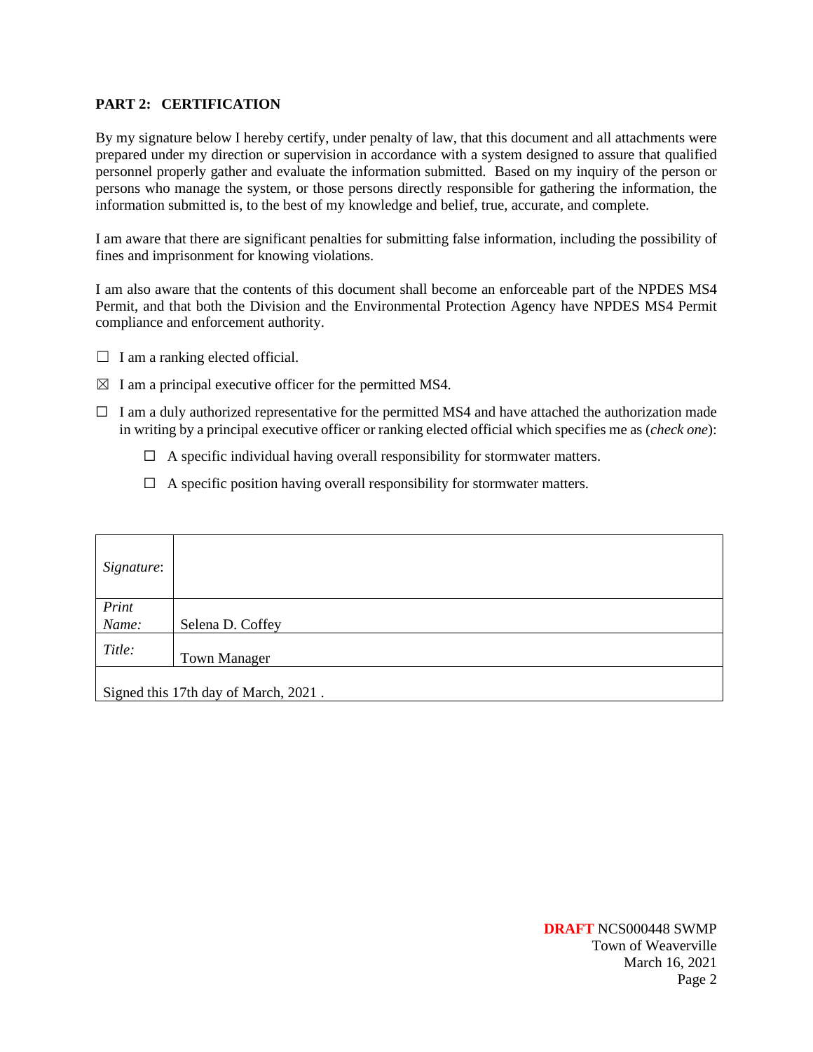## PART 2: CERTIFICATION

By my signature below I hereby certify, under penalty of law, that this document and all attachments were prepared under my direction or supervision in accordance with a system designed to assure that qualified personnel properly gather and evaluate the information submitted. Based on my inquiry of the person or persons who manage the system, or those persons directly responsible for gathering the information, the information submitted is, to the best of my knowledge and belief, true, accurate, and complete.

I am aware that there are significant penalties for submitting false information, including the possibility of fines and imprisonment for knowing violations.

I am also aware that the contents of this document shall become an enforceable part of the NPDES MS4 Permit, and that both the Division and the Environmental Protection Agency have NPDES MS4 Permit compliance and enforcement authority.

☐ I am a ranking elected official.

☒ I am a principal executive officer for the permitted MS4.

☐ I am a duly authorized representative for the permitted MS4 and have attached the authorization made in writing by a principal executive officer or ranking elected official which specifies me as (*check one*):

  ☐ A specific individual having overall responsibility for stormwater matters.

  ☐ A specific position having overall responsibility for stormwater matters.

| | |
|---|---|
| *Signature*: | |
| *Print Name:* | Selena D. Coffey |
| *Title:* | Town Manager |
| Signed this 17th day of March, 2021 . | |

**DRAFT** NCS000448 SWMP
Town of Weaverville
March 16, 2021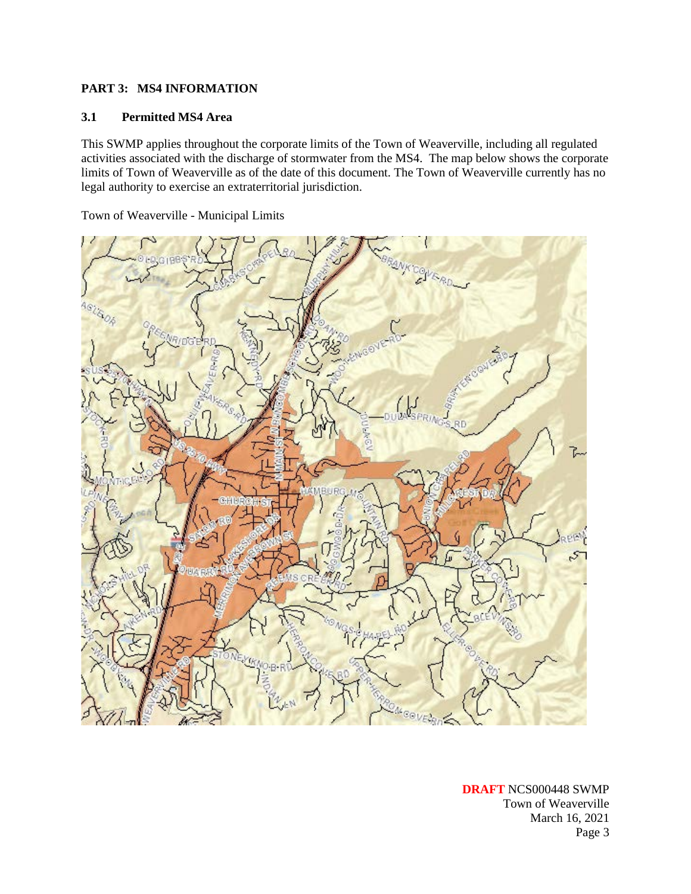## PART 3: MS4 INFORMATION

### 3.1 Permitted MS4 Area

This SWMP applies throughout the corporate limits of the Town of Weaverville, including all regulated activities associated with the discharge of stormwater from the MS4. The map below shows the corporate limits of Town of Weaverville as of the date of this document. The Town of Weaverville currently has no legal authority to exercise an extraterritorial jurisdiction.

Town of Weaverville - Municipal Limits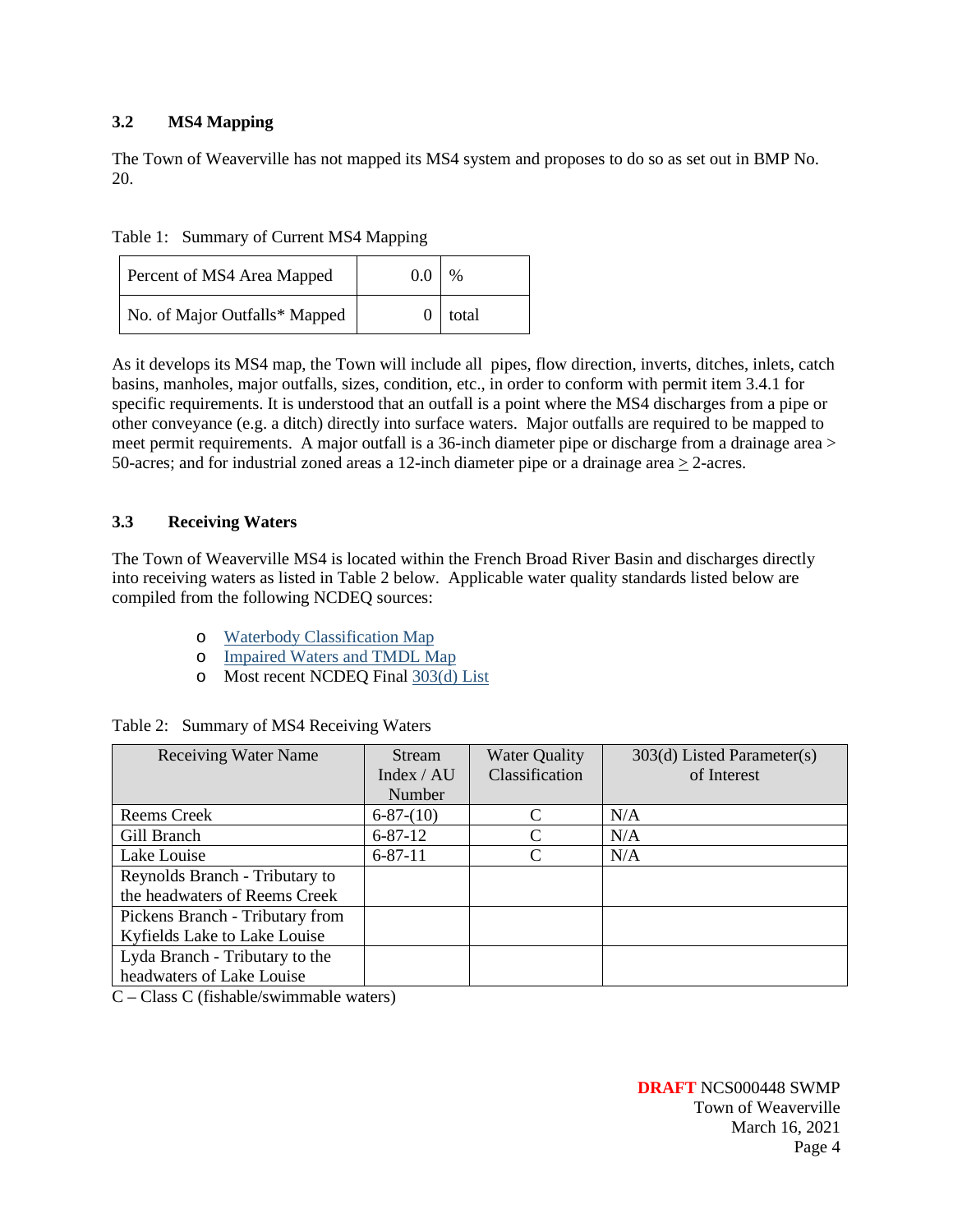### 3.2 MS4 Mapping

The Town of Weaverville has not mapped its MS4 system and proposes to do so as set out in BMP No. 20.

Table 1: Summary of Current MS4 Mapping

| | | |
|---|---|---|
| Percent of MS4 Area Mapped | 0.0 | % |
| No. of Major Outfalls* Mapped | 0 | total |

As it develops its MS4 map, the Town will include all pipes, flow direction, inverts, ditches, inlets, catch basins, manholes, major outfalls, sizes, condition, etc., in order to conform with permit item 3.4.1 for specific requirements. It is understood that an outfall is a point where the MS4 discharges from a pipe or other conveyance (e.g. a ditch) directly into surface waters. Major outfalls are required to be mapped to meet permit requirements. A major outfall is a 36-inch diameter pipe or discharge from a drainage area > 50-acres; and for industrial zoned areas a 12-inch diameter pipe or a drainage area $\geq$ 2-acres.

### 3.3 Receiving Waters

The Town of Weaverville MS4 is located within the French Broad River Basin and discharges directly into receiving waters as listed in Table 2 below. Applicable water quality standards listed below are compiled from the following NCDEQ sources:

- Waterbody Classification Map
- Impaired Waters and TMDL Map
- Most recent NCDEQ Final 303(d) List

Table 2: Summary of MS4 Receiving Waters

| Receiving Water Name | Stream Index / AU Number | Water Quality Classification | 303(d) Listed Parameter(s) of Interest |
|---|---|---|---|
| Reems Creek | 6-87-(10) | C | N/A |
| Gill Branch | 6-87-12 | C | N/A |
| Lake Louise | 6-87-11 | C | N/A |
| Reynolds Branch - Tributary to the headwaters of Reems Creek | | | |
| Pickens Branch - Tributary from Kyfields Lake to Lake Louise | | | |
| Lyda Branch - Tributary to the headwaters of Lake Louise | | | |

C – Class C (fishable/swimmable waters)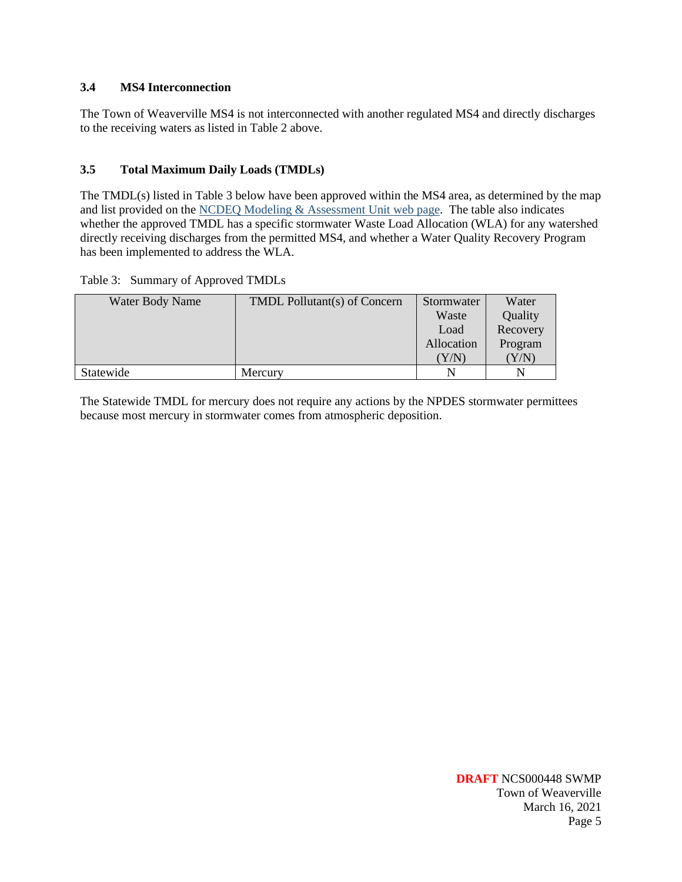### 3.4 MS4 Interconnection

The Town of Weaverville MS4 is not interconnected with another regulated MS4 and directly discharges to the receiving waters as listed in Table 2 above.

### 3.5 Total Maximum Daily Loads (TMDLs)

The TMDL(s) listed in Table 3 below have been approved within the MS4 area, as determined by the map and list provided on the NCDEQ Modeling & Assessment Unit web page. The table also indicates whether the approved TMDL has a specific stormwater Waste Load Allocation (WLA) for any watershed directly receiving discharges from the permitted MS4, and whether a Water Quality Recovery Program has been implemented to address the WLA.

Table 3: Summary of Approved TMDLs

| Water Body Name | TMDL Pollutant(s) of Concern | Stormwater Waste Load Allocation (Y/N) | Water Quality Recovery Program (Y/N) |
|---|---|---|---|
| Statewide | Mercury | N | N |

The Statewide TMDL for mercury does not require any actions by the NPDES stormwater permittees because most mercury in stormwater comes from atmospheric deposition.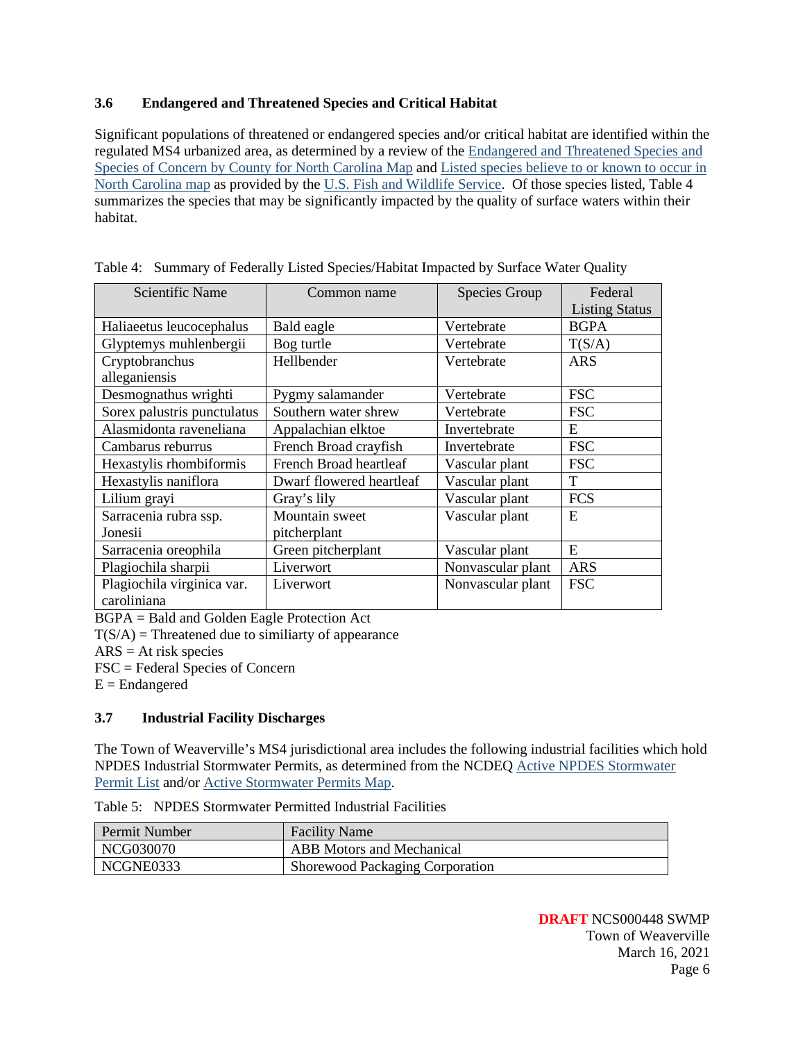### 3.6 Endangered and Threatened Species and Critical Habitat

Significant populations of threatened or endangered species and/or critical habitat are identified within the regulated MS4 urbanized area, as determined by a review of the Endangered and Threatened Species and Species of Concern by County for North Carolina Map and Listed species believe to or known to occur in North Carolina map as provided by the U.S. Fish and Wildlife Service. Of those species listed, Table 4 summarizes the species that may be significantly impacted by the quality of surface waters within their habitat.

Table 4: Summary of Federally Listed Species/Habitat Impacted by Surface Water Quality

| Scientific Name | Common name | Species Group | Federal Listing Status |
|---|---|---|---|
| Haliaeetus leucocephalus | Bald eagle | Vertebrate | BGPA |
| Glyptemys muhlenbergii | Bog turtle | Vertebrate | T(S/A) |
| Cryptobranchus alleganiensis | Hellbender | Vertebrate | ARS |
| Desmognathus wrighti | Pygmy salamander | Vertebrate | FSC |
| Sorex palustris punctulatus | Southern water shrew | Vertebrate | FSC |
| Alasmidonta raveneliana | Appalachian elktoe | Invertebrate | E |
| Cambarus reburrus | French Broad crayfish | Invertebrate | FSC |
| Hexastylis rhombiformis | French Broad heartleaf | Vascular plant | FSC |
| Hexastylis naniflora | Dwarf flowered heartleaf | Vascular plant | T |
| Lilium grayi | Gray's lily | Vascular plant | FCS |
| Sarracenia rubra ssp. Jonesii | Mountain sweet pitcherplant | Vascular plant | E |
| Sarracenia oreophila | Green pitcherplant | Vascular plant | E |
| Plagiochila sharpii | Liverwort | Nonvascular plant | ARS |
| Plagiochila virginica var. caroliniana | Liverwort | Nonvascular plant | FSC |

BGPA = Bald and Golden Eagle Protection Act
T(S/A) = Threatened due to similiarty of appearance
ARS = At risk species
FSC = Federal Species of Concern
E = Endangered

### 3.7 Industrial Facility Discharges

The Town of Weaverville's MS4 jurisdictional area includes the following industrial facilities which hold NPDES Industrial Stormwater Permits, as determined from the NCDEQ Active NPDES Stormwater Permit List and/or Active Stormwater Permits Map.

Table 5: NPDES Stormwater Permitted Industrial Facilities

| Permit Number | Facility Name |
|---|---|
| NCG030070 | ABB Motors and Mechanical |
| NCGNE0333 | Shorewood Packaging Corporation |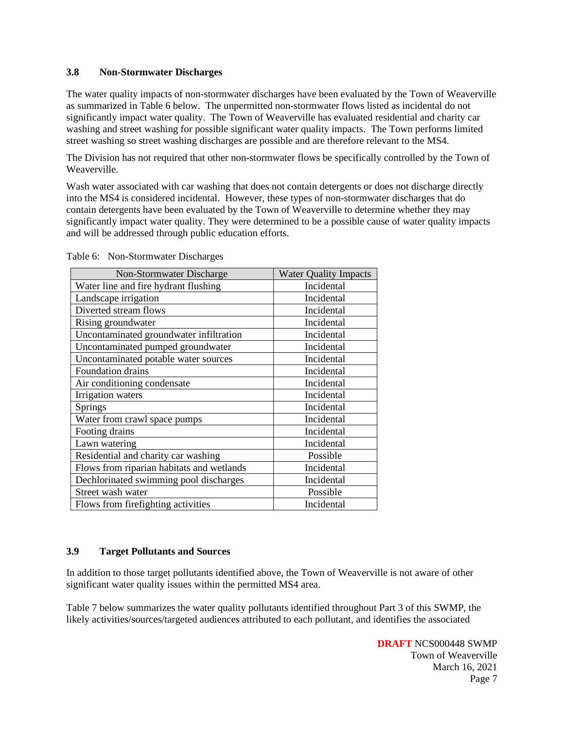### 3.8 Non-Stormwater Discharges

The water quality impacts of non-stormwater discharges have been evaluated by the Town of Weaverville as summarized in Table 6 below. The unpermitted non-stormwater flows listed as incidental do not significantly impact water quality. The Town of Weaverville has evaluated residential and charity car washing and street washing for possible significant water quality impacts. The Town performs limited street washing so street washing discharges are possible and are therefore relevant to the MS4.

The Division has not required that other non-stormwater flows be specifically controlled by the Town of Weaverville.

Wash water associated with car washing that does not contain detergents or does not discharge directly into the MS4 is considered incidental. However, these types of non-stormwater discharges that do contain detergents have been evaluated by the Town of Weaverville to determine whether they may significantly impact water quality. They were determined to be a possible cause of water quality impacts and will be addressed through public education efforts.

Table 6: Non-Stormwater Discharges

| Non-Stormwater Discharge | Water Quality Impacts |
|---|---|
| Water line and fire hydrant flushing | Incidental |
| Landscape irrigation | Incidental |
| Diverted stream flows | Incidental |
| Rising groundwater | Incidental |
| Uncontaminated groundwater infiltration | Incidental |
| Uncontaminated pumped groundwater | Incidental |
| Uncontaminated potable water sources | Incidental |
| Foundation drains | Incidental |
| Air conditioning condensate | Incidental |
| Irrigation waters | Incidental |
| Springs | Incidental |
| Water from crawl space pumps | Incidental |
| Footing drains | Incidental |
| Lawn watering | Incidental |
| Residential and charity car washing | Possible |
| Flows from riparian habitats and wetlands | Incidental |
| Dechlorinated swimming pool discharges | Incidental |
| Street wash water | Possible |
| Flows from firefighting activities | Incidental |

### 3.9 Target Pollutants and Sources

In addition to those target pollutants identified above, the Town of Weaverville is not aware of other significant water quality issues within the permitted MS4 area.

Table 7 below summarizes the water quality pollutants identified throughout Part 3 of this SWMP, the likely activities/sources/targeted audiences attributed to each pollutant, and identifies the associated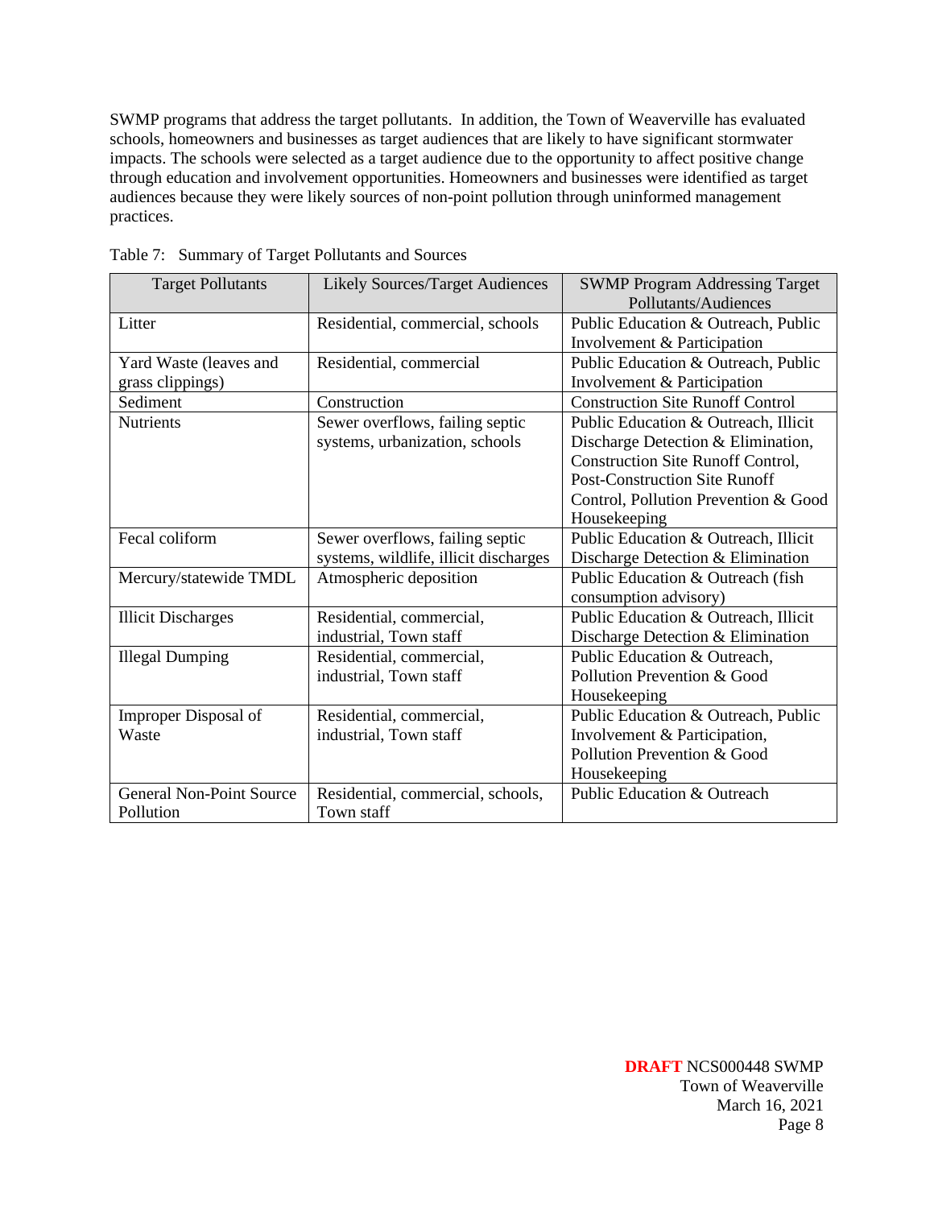SWMP programs that address the target pollutants. In addition, the Town of Weaverville has evaluated schools, homeowners and businesses as target audiences that are likely to have significant stormwater impacts. The schools were selected as a target audience due to the opportunity to affect positive change through education and involvement opportunities. Homeowners and businesses were identified as target audiences because they were likely sources of non-point pollution through uninformed management practices.

Table 7: Summary of Target Pollutants and Sources

| Target Pollutants | Likely Sources/Target Audiences | SWMP Program Addressing Target Pollutants/Audiences |
|---|---|---|
| Litter | Residential, commercial, schools | Public Education & Outreach, Public Involvement & Participation |
| Yard Waste (leaves and grass clippings) | Residential, commercial | Public Education & Outreach, Public Involvement & Participation |
| Sediment | Construction | Construction Site Runoff Control |
| Nutrients | Sewer overflows, failing septic systems, urbanization, schools | Public Education & Outreach, Illicit Discharge Detection & Elimination, Construction Site Runoff Control, Post-Construction Site Runoff Control, Pollution Prevention & Good Housekeeping |
| Fecal coliform | Sewer overflows, failing septic systems, wildlife, illicit discharges | Public Education & Outreach, Illicit Discharge Detection & Elimination |
| Mercury/statewide TMDL | Atmospheric deposition | Public Education & Outreach (fish consumption advisory) |
| Illicit Discharges | Residential, commercial, industrial, Town staff | Public Education & Outreach, Illicit Discharge Detection & Elimination |
| Illegal Dumping | Residential, commercial, industrial, Town staff | Public Education & Outreach, Pollution Prevention & Good Housekeeping |
| Improper Disposal of Waste | Residential, commercial, industrial, Town staff | Public Education & Outreach, Public Involvement & Participation, Pollution Prevention & Good Housekeeping |
| General Non-Point Source Pollution | Residential, commercial, schools, Town staff | Public Education & Outreach |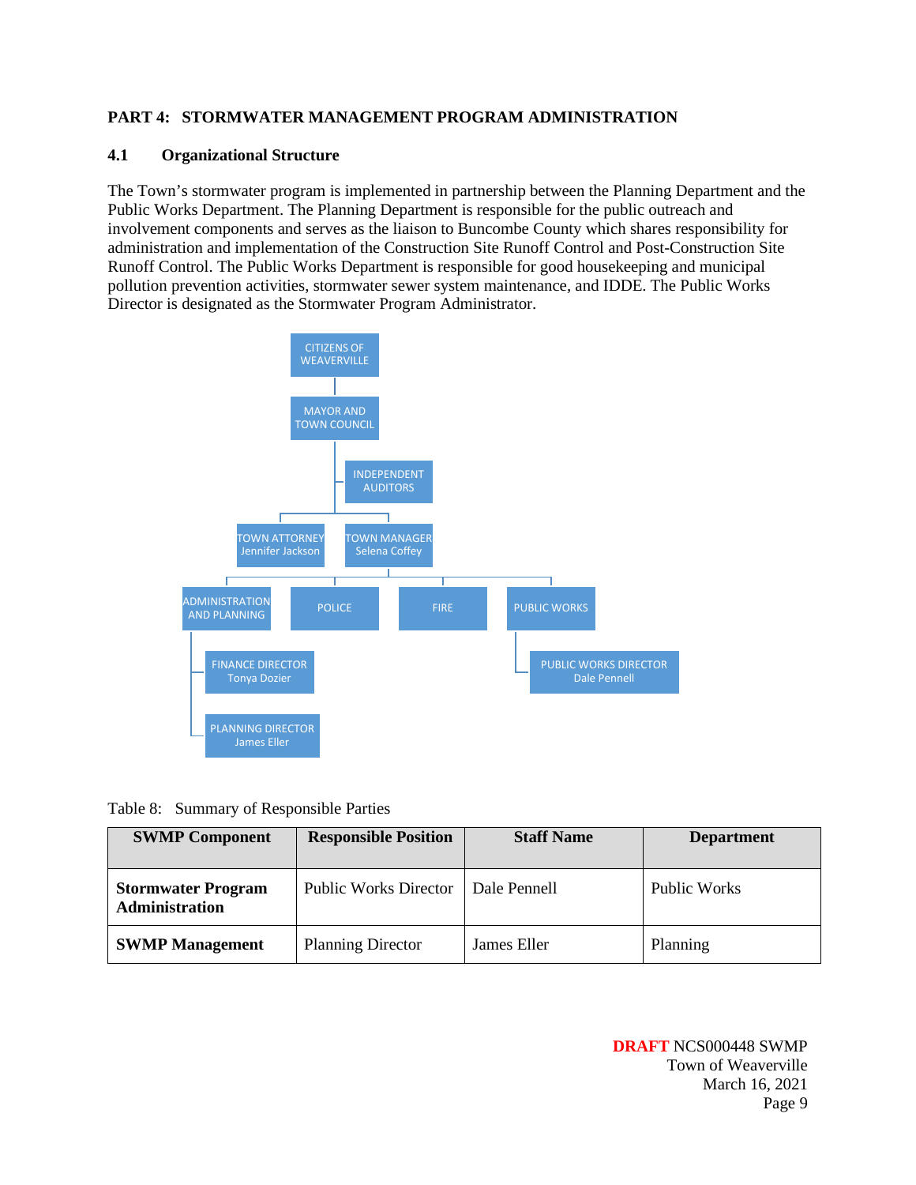## PART 4: STORMWATER MANAGEMENT PROGRAM ADMINISTRATION

### 4.1 Organizational Structure

The Town's stormwater program is implemented in partnership between the Planning Department and the Public Works Department. The Planning Department is responsible for the public outreach and involvement components and serves as the liaison to Buncombe County which shares responsibility for administration and implementation of the Construction Site Runoff Control and Post-Construction Site Runoff Control. The Public Works Department is responsible for good housekeeping and municipal pollution prevention activities, stormwater sewer system maintenance, and IDDE. The Public Works Director is designated as the Stormwater Program Administrator.

CITIZENS OF WEAVERVILLE

MAYOR AND TOWN COUNCIL

INDEPENDENT AUDITORS

TOWN ATTORNEY Jennifer Jackson

TOWN MANAGER Selena Coffey

ADMINISTRATION AND PLANNING

POLICE

FIRE

PUBLIC WORKS

FINANCE DIRECTOR Tonya Dozier

PLANNING DIRECTOR James Eller

PUBLIC WORKS DIRECTOR Dale Pennell

Table 8: Summary of Responsible Parties

| SWMP Component | Responsible Position | Staff Name | Department |
|---|---|---|---|
| **Stormwater Program Administration** | Public Works Director | Dale Pennell | Public Works |
| **SWMP Management** | Planning Director | James Eller | Planning |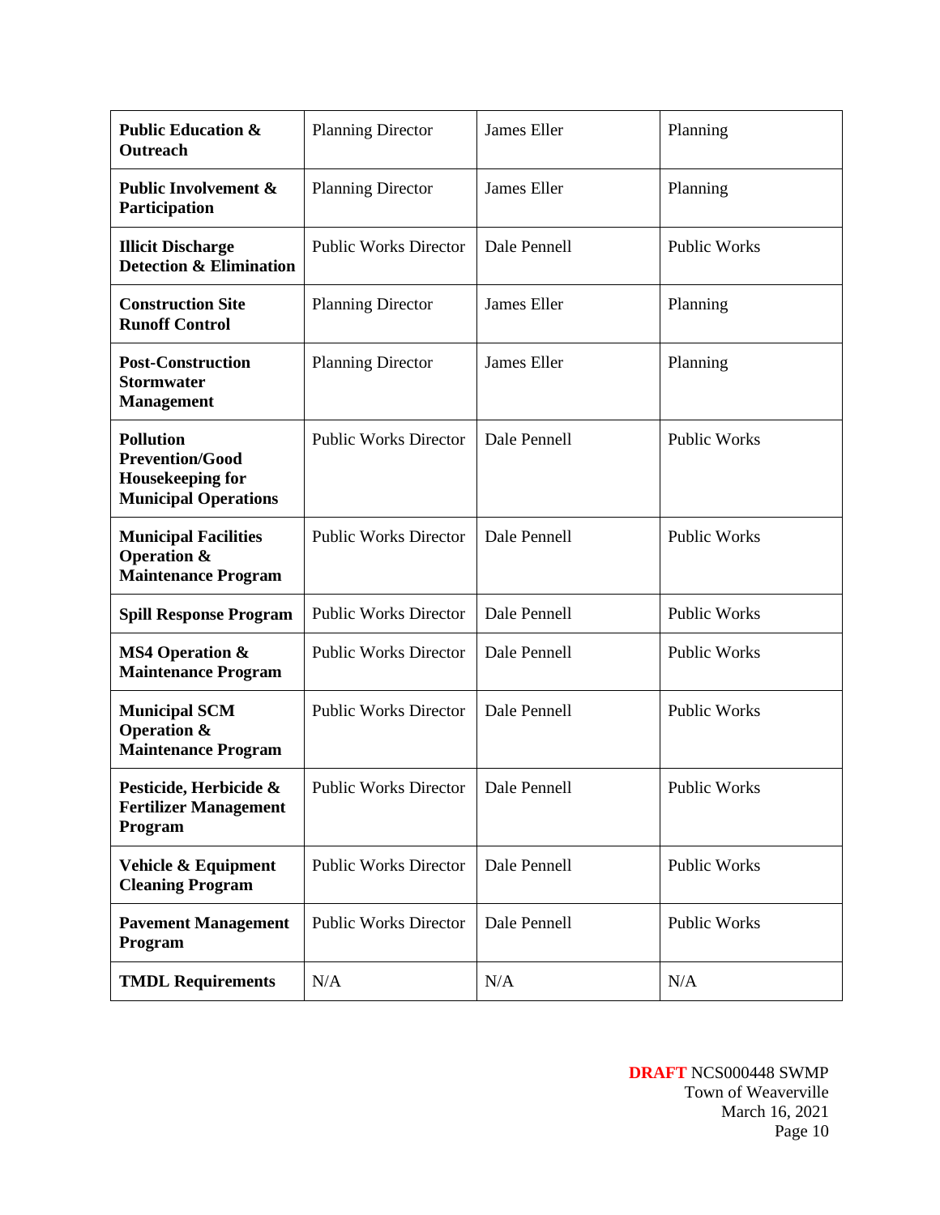| **Public Education & Outreach** | Planning Director | James Eller | Planning |
|---|---|---|---|
| **Public Involvement & Participation** | Planning Director | James Eller | Planning |
| **Illicit Discharge Detection & Elimination** | Public Works Director | Dale Pennell | Public Works |
| **Construction Site Runoff Control** | Planning Director | James Eller | Planning |
| **Post-Construction Stormwater Management** | Planning Director | James Eller | Planning |
| **Pollution Prevention/Good Housekeeping for Municipal Operations** | Public Works Director | Dale Pennell | Public Works |
| **Municipal Facilities Operation & Maintenance Program** | Public Works Director | Dale Pennell | Public Works |
| **Spill Response Program** | Public Works Director | Dale Pennell | Public Works |
| **MS4 Operation & Maintenance Program** | Public Works Director | Dale Pennell | Public Works |
| **Municipal SCM Operation & Maintenance Program** | Public Works Director | Dale Pennell | Public Works |
| **Pesticide, Herbicide & Fertilizer Management Program** | Public Works Director | Dale Pennell | Public Works |
| **Vehicle & Equipment Cleaning Program** | Public Works Director | Dale Pennell | Public Works |
| **Pavement Management Program** | Public Works Director | Dale Pennell | Public Works |
| **TMDL Requirements** | N/A | N/A | N/A |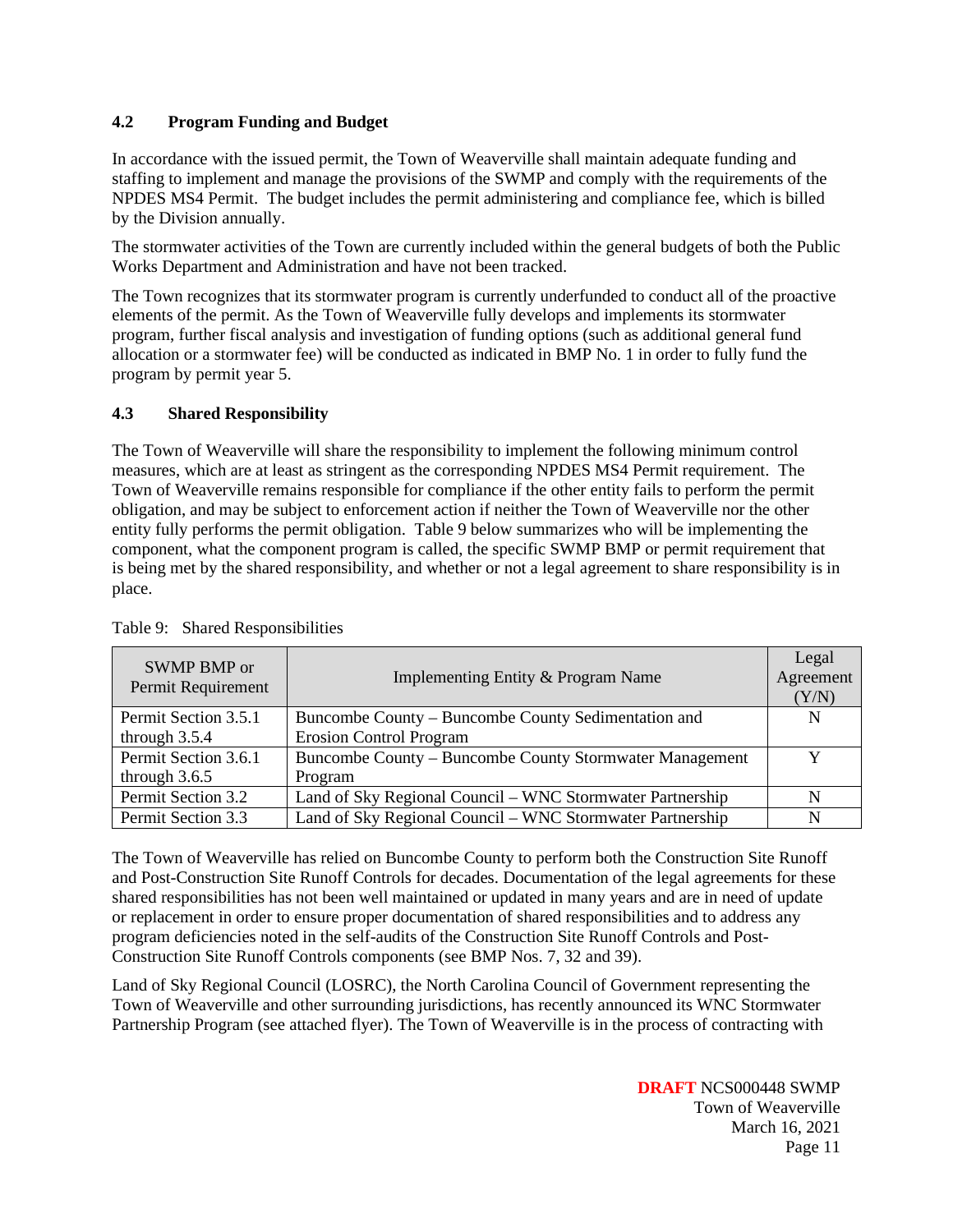### 4.2 Program Funding and Budget

In accordance with the issued permit, the Town of Weaverville shall maintain adequate funding and staffing to implement and manage the provisions of the SWMP and comply with the requirements of the NPDES MS4 Permit. The budget includes the permit administering and compliance fee, which is billed by the Division annually.

The stormwater activities of the Town are currently included within the general budgets of both the Public Works Department and Administration and have not been tracked.

The Town recognizes that its stormwater program is currently underfunded to conduct all of the proactive elements of the permit. As the Town of Weaverville fully develops and implements its stormwater program, further fiscal analysis and investigation of funding options (such as additional general fund allocation or a stormwater fee) will be conducted as indicated in BMP No. 1 in order to fully fund the program by permit year 5.

### 4.3 Shared Responsibility

The Town of Weaverville will share the responsibility to implement the following minimum control measures, which are at least as stringent as the corresponding NPDES MS4 Permit requirement. The Town of Weaverville remains responsible for compliance if the other entity fails to perform the permit obligation, and may be subject to enforcement action if neither the Town of Weaverville nor the other entity fully performs the permit obligation. Table 9 below summarizes who will be implementing the component, what the component program is called, the specific SWMP BMP or permit requirement that is being met by the shared responsibility, and whether or not a legal agreement to share responsibility is in place.

Table 9: Shared Responsibilities

| SWMP BMP or Permit Requirement | Implementing Entity & Program Name | Legal Agreement (Y/N) |
|---|---|---|
| Permit Section 3.5.1 through 3.5.4 | Buncombe County – Buncombe County Sedimentation and Erosion Control Program | N |
| Permit Section 3.6.1 through 3.6.5 | Buncombe County – Buncombe County Stormwater Management Program | Y |
| Permit Section 3.2 | Land of Sky Regional Council – WNC Stormwater Partnership | N |
| Permit Section 3.3 | Land of Sky Regional Council – WNC Stormwater Partnership | N |

The Town of Weaverville has relied on Buncombe County to perform both the Construction Site Runoff and Post-Construction Site Runoff Controls for decades. Documentation of the legal agreements for these shared responsibilities has not been well maintained or updated in many years and are in need of update or replacement in order to ensure proper documentation of shared responsibilities and to address any program deficiencies noted in the self-audits of the Construction Site Runoff Controls and Post-Construction Site Runoff Controls components (see BMP Nos. 7, 32 and 39).

Land of Sky Regional Council (LOSRC), the North Carolina Council of Government representing the Town of Weaverville and other surrounding jurisdictions, has recently announced its WNC Stormwater Partnership Program (see attached flyer). The Town of Weaverville is in the process of contracting with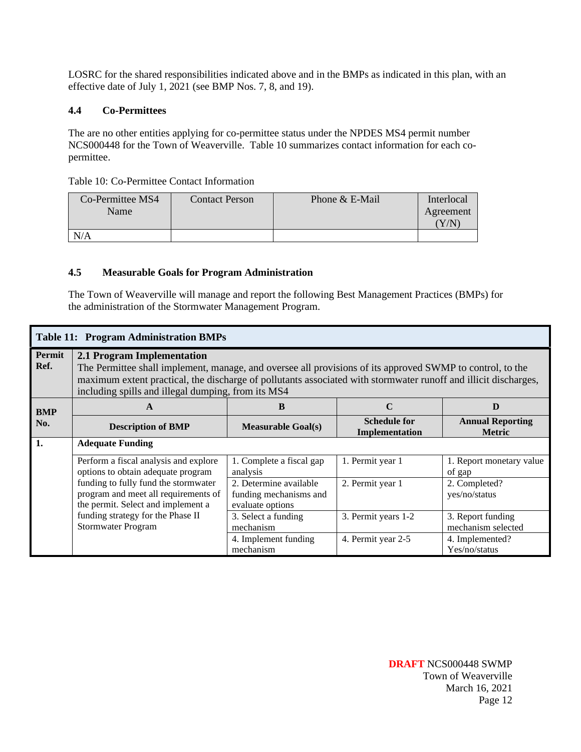LOSRC for the shared responsibilities indicated above and in the BMPs as indicated in this plan, with an effective date of July 1, 2021 (see BMP Nos. 7, 8, and 19).

### 4.4 Co-Permittees

The are no other entities applying for co-permittee status under the NPDES MS4 permit number NCS000448 for the Town of Weaverville. Table 10 summarizes contact information for each co-permittee.

Table 10: Co-Permittee Contact Information

| Co-Permittee MS4 Name | Contact Person | Phone & E-Mail | Interlocal Agreement (Y/N) |
|---|---|---|---|
| N/A | | | |

### 4.5 Measurable Goals for Program Administration

The Town of Weaverville will manage and report the following Best Management Practices (BMPs) for the administration of the Stormwater Management Program.

| **Table 11: Program Administration BMPs** | | | | |
|---|---|---|---|---|
| **Permit Ref.** | **2.1 Program Implementation** The Permittee shall implement, manage, and oversee all provisions of its approved SWMP to control, to the maximum extent practical, the discharge of pollutants associated with stormwater runoff and illicit discharges, including spills and illegal dumping, from its MS4 | | | |
| **BMP No.** | **A** | **B** | **C** | **D** |
| | **Description of BMP** | **Measurable Goal(s)** | **Schedule for Implementation** | **Annual Reporting Metric** |
| **1.** | **Adequate Funding** | | | |
| | Perform a fiscal analysis and explore options to obtain adequate program funding to fully fund the stormwater program and meet all requirements of the permit. Select and implement a funding strategy for the Phase II Stormwater Program | 1. Complete a fiscal gap analysis | 1. Permit year 1 | 1. Report monetary value of gap |
| | | 2. Determine available funding mechanisms and evaluate options | 2. Permit year 1 | 2. Completed? yes/no/status |
| | | 3. Select a funding mechanism | 3. Permit years 1-2 | 3. Report funding mechanism selected |
| | | 4. Implement funding mechanism | 4. Permit year 2-5 | 4. Implemented? Yes/no/status |

**DRAFT** NCS000448 SWMP
Town of Weaverville
March 16, 2021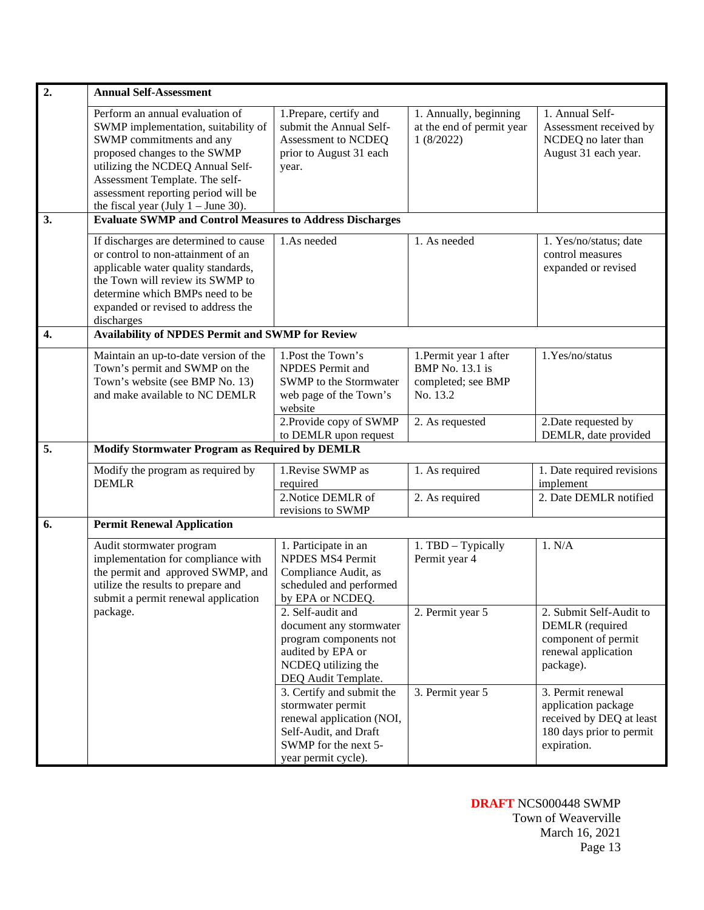| | | | | |
|---|---|---|---|---|
| **2.** | **Annual Self-Assessment** | | | |
| | Perform an annual evaluation of SWMP implementation, suitability of SWMP commitments and any proposed changes to the SWMP utilizing the NCDEQ Annual Self-Assessment Template. The self-assessment reporting period will be the fiscal year (July 1 – June 30). | 1.Prepare, certify and submit the Annual Self-Assessment to NCDEQ prior to August 31 each year. | 1. Annually, beginning at the end of permit year 1 (8/2022) | 1. Annual Self-Assessment received by NCDEQ no later than August 31 each year. |
| **3.** | **Evaluate SWMP and Control Measures to Address Discharges** | | | |
| | If discharges are determined to cause or control to non-attainment of an applicable water quality standards, the Town will review its SWMP to determine which BMPs need to be expanded or revised to address the discharges | 1.As needed | 1. As needed | 1. Yes/no/status; date control measures expanded or revised |
| **4.** | **Availability of NPDES Permit and SWMP for Review** | | | |
| | Maintain an up-to-date version of the Town's permit and SWMP on the Town's website (see BMP No. 13) and make available to NC DEMLR | 1.Post the Town's NPDES Permit and SWMP to the Stormwater web page of the Town's website | 1.Permit year 1 after BMP No. 13.1 is completed; see BMP No. 13.2 | 1.Yes/no/status |
| | | 2.Provide copy of SWMP to DEMLR upon request | 2. As requested | 2.Date requested by DEMLR, date provided |
| **5.** | **Modify Stormwater Program as Required by DEMLR** | | | |
| | Modify the program as required by DEMLR | 1.Revise SWMP as required | 1. As required | 1. Date required revisions implement |
| | | 2.Notice DEMLR of revisions to SWMP | 2. As required | 2. Date DEMLR notified |
| **6.** | **Permit Renewal Application** | | | |
| | Audit stormwater program implementation for compliance with the permit and approved SWMP, and utilize the results to prepare and submit a permit renewal application package. | 1. Participate in an NPDES MS4 Permit Compliance Audit, as scheduled and performed by EPA or NCDEQ. | 1. TBD – Typically Permit year 4 | 1. N/A |
| | | 2. Self-audit and document any stormwater program components not audited by EPA or NCDEQ utilizing the DEQ Audit Template. | 2. Permit year 5 | 2. Submit Self-Audit to DEMLR (required component of permit renewal application package). |
| | | 3. Certify and submit the stormwater permit renewal application (NOI, Self-Audit, and Draft SWMP for the next 5-year permit cycle). | 3. Permit year 5 | 3. Permit renewal application package received by DEQ at least 180 days prior to permit expiration. |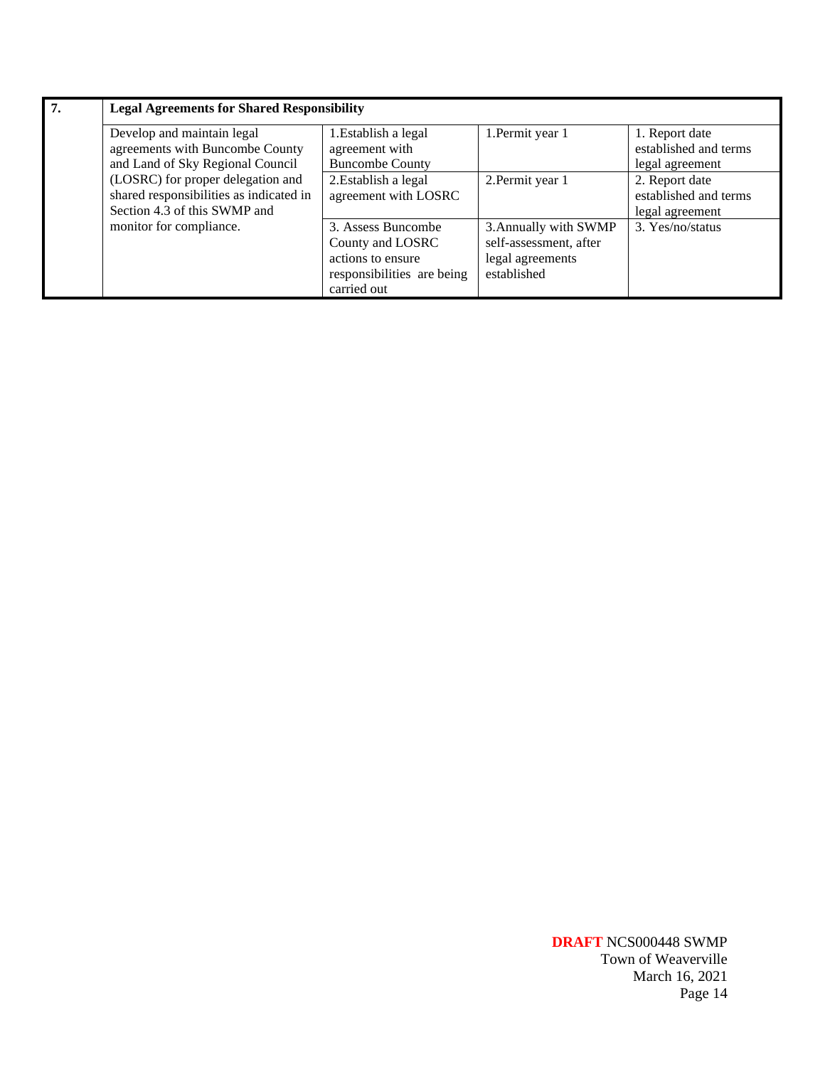| 7. | Legal Agreements for Shared Responsibility | | | |
|---|---|---|---|---|
| | Develop and maintain legal agreements with Buncombe County and Land of Sky Regional Council (LOSRC) for proper delegation and shared responsibilities as indicated in Section 4.3 of this SWMP and monitor for compliance. | 1.Establish a legal agreement with Buncombe County | 1.Permit year 1 | 1. Report date established and terms legal agreement |
| | | 2.Establish a legal agreement with LOSRC | 2.Permit year 1 | 2. Report date established and terms legal agreement |
| | | 3. Assess Buncombe County and LOSRC actions to ensure responsibilities are being carried out | 3.Annually with SWMP self-assessment, after legal agreements established | 3. Yes/no/status |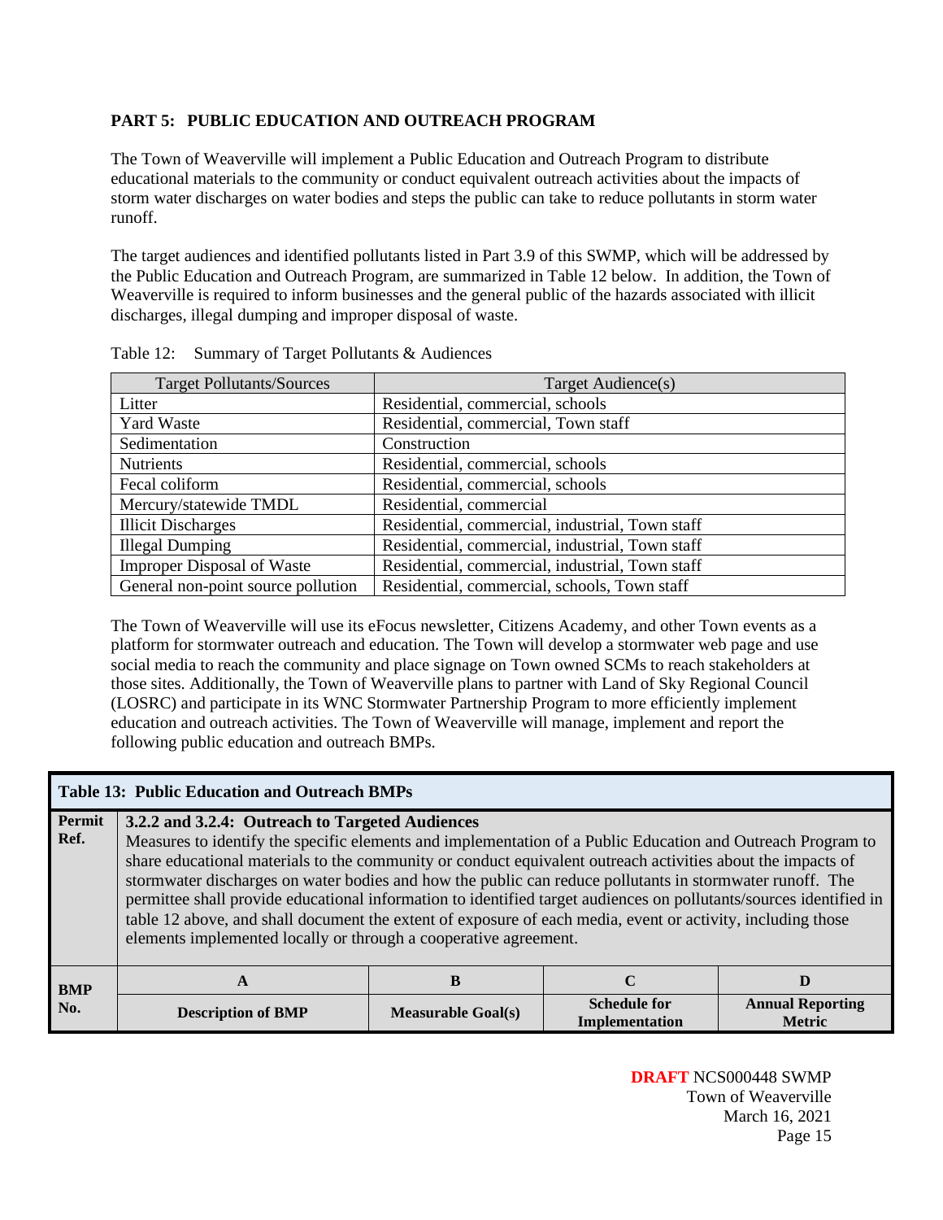## PART 5: PUBLIC EDUCATION AND OUTREACH PROGRAM

The Town of Weaverville will implement a Public Education and Outreach Program to distribute educational materials to the community or conduct equivalent outreach activities about the impacts of storm water discharges on water bodies and steps the public can take to reduce pollutants in storm water runoff.

The target audiences and identified pollutants listed in Part 3.9 of this SWMP, which will be addressed by the Public Education and Outreach Program, are summarized in Table 12 below. In addition, the Town of Weaverville is required to inform businesses and the general public of the hazards associated with illicit discharges, illegal dumping and improper disposal of waste.

Table 12: Summary of Target Pollutants & Audiences

| Target Pollutants/Sources | Target Audience(s) |
|---|---|
| Litter | Residential, commercial, schools |
| Yard Waste | Residential, commercial, Town staff |
| Sedimentation | Construction |
| Nutrients | Residential, commercial, schools |
| Fecal coliform | Residential, commercial, schools |
| Mercury/statewide TMDL | Residential, commercial |
| Illicit Discharges | Residential, commercial, industrial, Town staff |
| Illegal Dumping | Residential, commercial, industrial, Town staff |
| Improper Disposal of Waste | Residential, commercial, industrial, Town staff |
| General non-point source pollution | Residential, commercial, schools, Town staff |

The Town of Weaverville will use its eFocus newsletter, Citizens Academy, and other Town events as a platform for stormwater outreach and education. The Town will develop a stormwater web page and use social media to reach the community and place signage on Town owned SCMs to reach stakeholders at those sites. Additionally, the Town of Weaverville plans to partner with Land of Sky Regional Council (LOSRC) and participate in its WNC Stormwater Partnership Program to more efficiently implement education and outreach activities. The Town of Weaverville will manage, implement and report the following public education and outreach BMPs.

| **Table 13: Public Education and Outreach BMPs** | | | | |
|---|---|---|---|---|
| **Permit Ref.** | **3.2.2 and 3.2.4: Outreach to Targeted Audiences** Measures to identify the specific elements and implementation of a Public Education and Outreach Program to share educational materials to the community or conduct equivalent outreach activities about the impacts of stormwater discharges on water bodies and how the public can reduce pollutants in stormwater runoff. The permittee shall provide educational information to identified target audiences on pollutants/sources identified in table 12 above, and shall document the extent of exposure of each media, event or activity, including those elements implemented locally or through a cooperative agreement. | | | |
| **BMP No.** | **A** | **B** | **C** | **D** |
| | **Description of BMP** | **Measurable Goal(s)** | **Schedule for Implementation** | **Annual Reporting Metric** |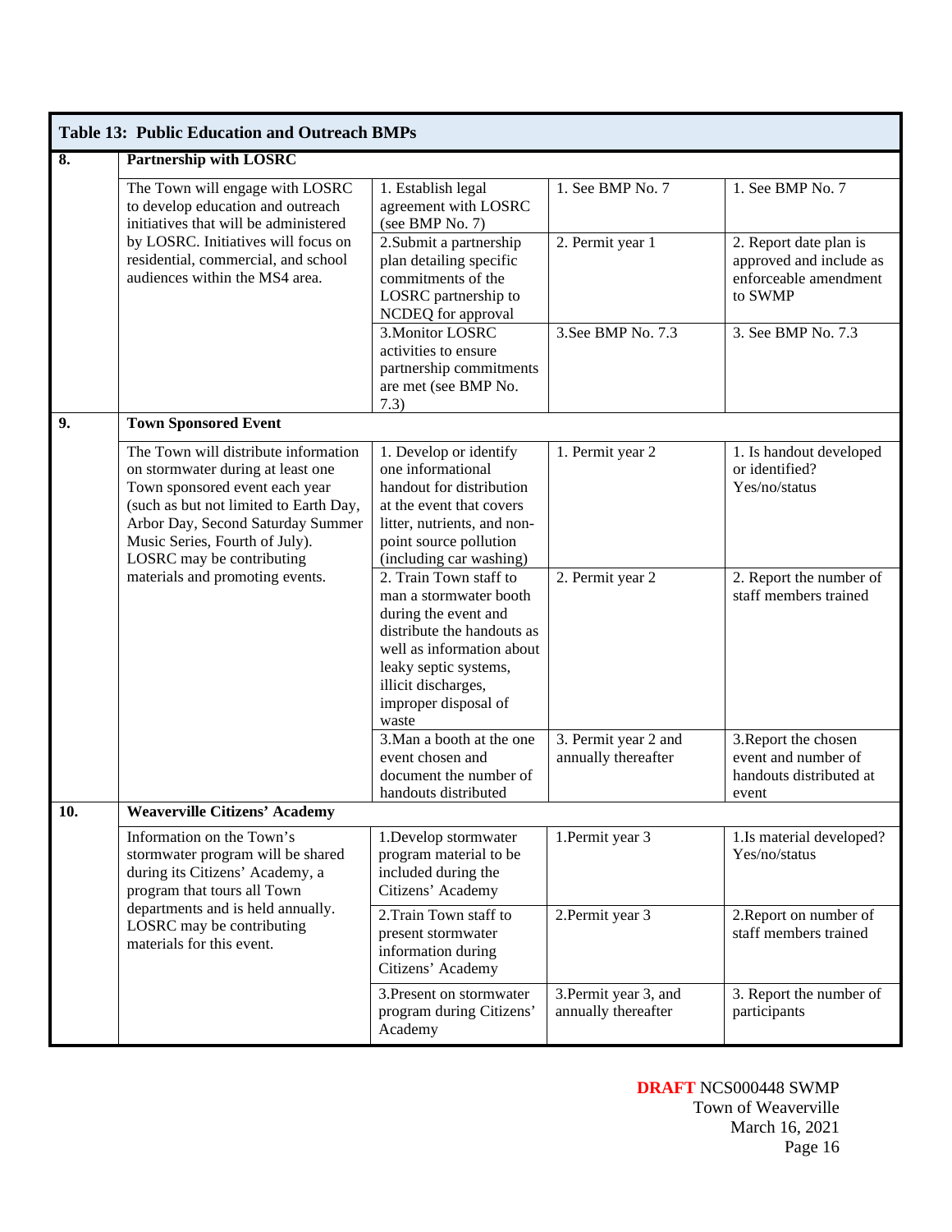| Table 13: Public Education and Outreach BMPs | | | | |
|---|---|---|---|---|
| **8.** | **Partnership with LOSRC** | | | |
| | The Town will engage with LOSRC to develop education and outreach initiatives that will be administered by LOSRC. Initiatives will focus on residential, commercial, and school audiences within the MS4 area. | 1. Establish legal agreement with LOSRC (see BMP No. 7) | 1. See BMP No. 7 | 1. See BMP No. 7 |
| | | 2.Submit a partnership plan detailing specific commitments of the LOSRC partnership to NCDEQ for approval | 2. Permit year 1 | 2. Report date plan is approved and include as enforceable amendment to SWMP |
| | | 3.Monitor LOSRC activities to ensure partnership commitments are met (see BMP No. 7.3) | 3.See BMP No. 7.3 | 3. See BMP No. 7.3 |
| **9.** | **Town Sponsored Event** | | | |
| | The Town will distribute information on stormwater during at least one Town sponsored event each year (such as but not limited to Earth Day, Arbor Day, Second Saturday Summer Music Series, Fourth of July). LOSRC may be contributing materials and promoting events. | 1. Develop or identify one informational handout for distribution at the event that covers litter, nutrients, and non-point source pollution (including car washing) | 1. Permit year 2 | 1. Is handout developed or identified? Yes/no/status |
| | | 2. Train Town staff to man a stormwater booth during the event and distribute the handouts as well as information about leaky septic systems, illicit discharges, improper disposal of waste | 2. Permit year 2 | 2. Report the number of staff members trained |
| | | 3.Man a booth at the one event chosen and document the number of handouts distributed | 3. Permit year 2 and annually thereafter | 3.Report the chosen event and number of handouts distributed at event |
| **10.** | **Weaverville Citizens' Academy** | | | |
| | Information on the Town's stormwater program will be shared during its Citizens' Academy, a program that tours all Town departments and is held annually. LOSRC may be contributing materials for this event. | 1.Develop stormwater program material to be included during the Citizens' Academy | 1.Permit year 3 | 1.Is material developed? Yes/no/status |
| | | 2.Train Town staff to present stormwater information during Citizens' Academy | 2.Permit year 3 | 2.Report on number of staff members trained |
| | | 3.Present on stormwater program during Citizens' Academy | 3.Permit year 3, and annually thereafter | 3. Report the number of participants |

**DRAFT** NCS000448 SWMP
Town of Weaverville
March 16, 2021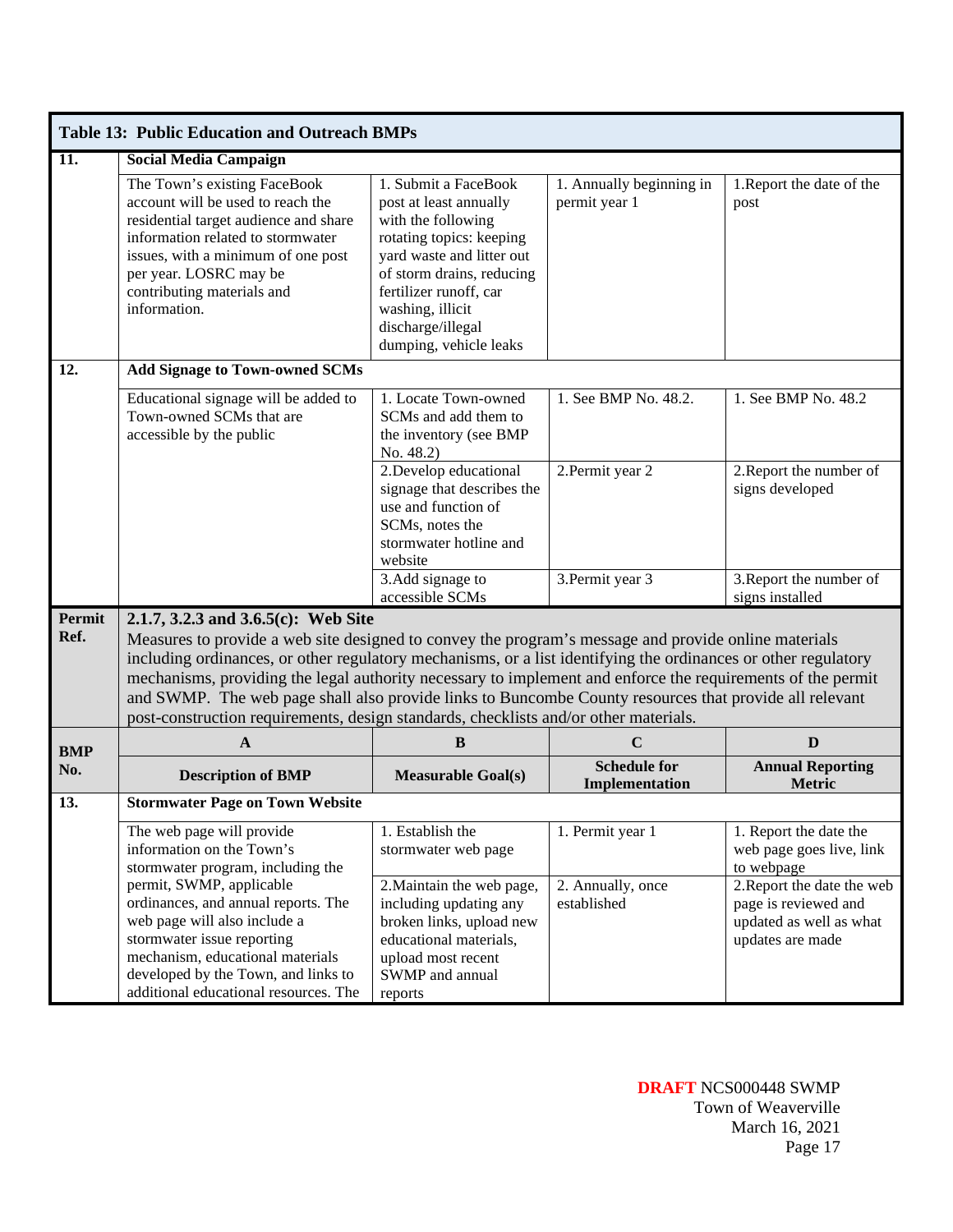**Table 13: Public Education and Outreach BMPs**

| BMP No. | Description of BMP | Measurable Goal(s) | Schedule for Implementation | Annual Reporting Metric |
|---|---|---|---|---|
| **11.** | **Social Media Campaign** | | | |
| | The Town's existing FaceBook account will be used to reach the residential target audience and share information related to stormwater issues, with a minimum of one post per year. LOSRC may be contributing materials and information. | 1. Submit a FaceBook post at least annually with the following rotating topics: keeping yard waste and litter out of storm drains, reducing fertilizer runoff, car washing, illicit discharge/illegal dumping, vehicle leaks | 1. Annually beginning in permit year 1 | 1.Report the date of the post |
| **12.** | **Add Signage to Town-owned SCMs** | | | |
| | Educational signage will be added to Town-owned SCMs that are accessible by the public | 1. Locate Town-owned SCMs and add them to the inventory (see BMP No. 48.2) | 1. See BMP No. 48.2. | 1. See BMP No. 48.2 |
| | | 2.Develop educational signage that describes the use and function of SCMs, notes the stormwater hotline and website | 2.Permit year 2 | 2.Report the number of signs developed |
| | | 3.Add signage to accessible SCMs | 3.Permit year 3 | 3.Report the number of signs installed |

**Permit Ref. 2.1.7, 3.2.3 and 3.6.5(c): Web Site**

Measures to provide a web site designed to convey the program's message and provide online materials including ordinances, or other regulatory mechanisms, or a list identifying the ordinances or other regulatory mechanisms, providing the legal authority necessary to implement and enforce the requirements of the permit and SWMP. The web page shall also provide links to Buncombe County resources that provide all relevant post-construction requirements, design standards, checklists and/or other materials.

| BMP No. | A<br>Description of BMP | B<br>Measurable Goal(s) | C<br>Schedule for Implementation | D<br>Annual Reporting Metric |
|---|---|---|---|---|
| **13.** | **Stormwater Page on Town Website** | | | |
| | The web page will provide information on the Town's stormwater program, including the permit, SWMP, applicable ordinances, and annual reports. The web page will also include a stormwater issue reporting mechanism, educational materials developed by the Town, and links to additional educational resources. The | 1. Establish the stormwater web page | 1. Permit year 1 | 1. Report the date the web page goes live, link to webpage |
| | | 2.Maintain the web page, including updating any broken links, upload new educational materials, upload most recent SWMP and annual reports | 2. Annually, once established | 2.Report the date the web page is reviewed and updated as well as what updates are made |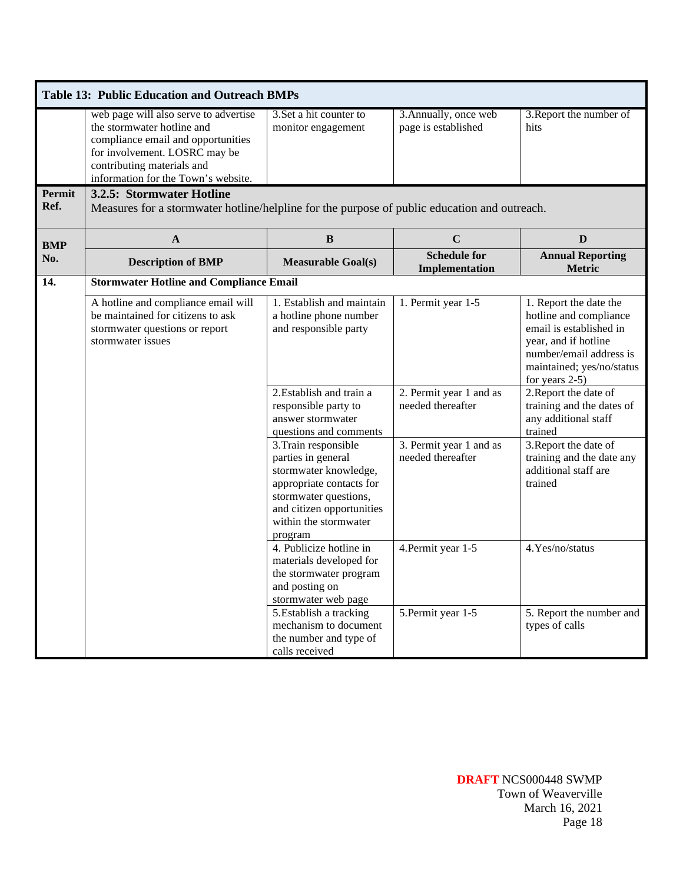**Table 13: Public Education and Outreach BMPs**

| | | | | |
|---|---|---|---|---|
| | web page will also serve to advertise the stormwater hotline and compliance email and opportunities for involvement. LOSRC may be contributing materials and information for the Town's website. | 3.Set a hit counter to monitor engagement | 3.Annually, once web page is established | 3.Report the number of hits |
| **Permit Ref.** | **3.2.5: Stormwater Hotline** Measures for a stormwater hotline/helpline for the purpose of public education and outreach. | | | |
| **BMP No.** | **A** | **B** | **C** | **D** |
| | **Description of BMP** | **Measurable Goal(s)** | **Schedule for Implementation** | **Annual Reporting Metric** |
| **14.** | **Stormwater Hotline and Compliance Email** | | | |
| | A hotline and compliance email will be maintained for citizens to ask stormwater questions or report stormwater issues | 1. Establish and maintain a hotline phone number and responsible party | 1. Permit year 1-5 | 1. Report the date the hotline and compliance email is established in year, and if hotline number/email address is maintained; yes/no/status for years 2-5) |
| | | 2.Establish and train a responsible party to answer stormwater questions and comments | 2. Permit year 1 and as needed thereafter | 2.Report the date of training and the dates of any additional staff trained |
| | | 3.Train responsible parties in general stormwater knowledge, appropriate contacts for stormwater questions, and citizen opportunities within the stormwater program | 3. Permit year 1 and as needed thereafter | 3.Report the date of training and the date any additional staff are trained |
| | | 4. Publicize hotline in materials developed for the stormwater program and posting on stormwater web page | 4.Permit year 1-5 | 4.Yes/no/status |
| | | 5.Establish a tracking mechanism to document the number and type of calls received | 5.Permit year 1-5 | 5. Report the number and types of calls |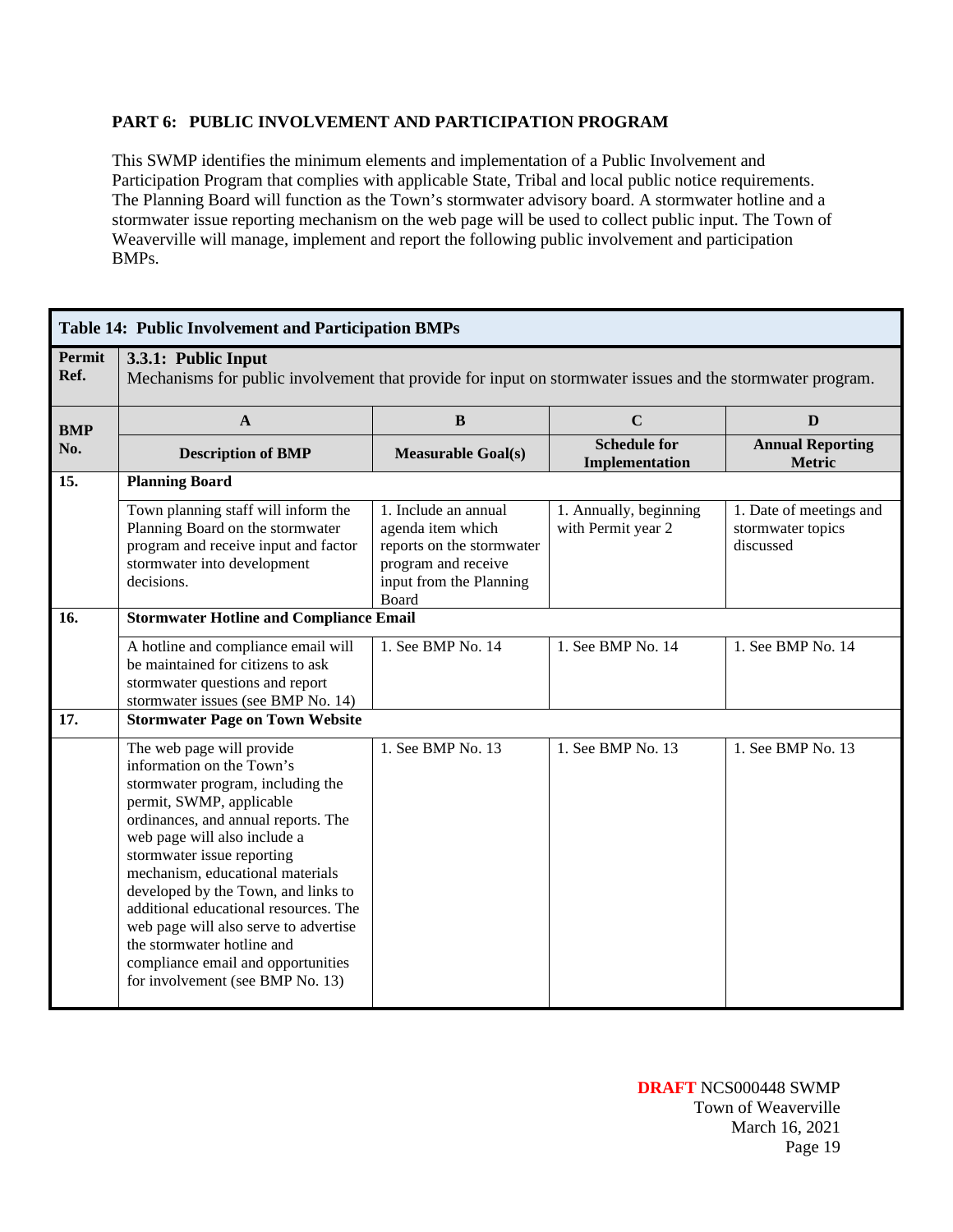## PART 6: PUBLIC INVOLVEMENT AND PARTICIPATION PROGRAM

This SWMP identifies the minimum elements and implementation of a Public Involvement and Participation Program that complies with applicable State, Tribal and local public notice requirements. The Planning Board will function as the Town's stormwater advisory board. A stormwater hotline and a stormwater issue reporting mechanism on the web page will be used to collect public input. The Town of Weaverville will manage, implement and report the following public involvement and participation BMPs.

| **Table 14: Public Involvement and Participation BMPs** | | | | |
|---|---|---|---|---|
| **Permit Ref.** | **3.3.1: Public Input** Mechanisms for public involvement that provide for input on stormwater issues and the stormwater program. | | | |
| **BMP No.** | **A** | **B** | **C** | **D** |
| | **Description of BMP** | **Measurable Goal(s)** | **Schedule for Implementation** | **Annual Reporting Metric** |
| **15.** | **Planning Board** | | | |
| | Town planning staff will inform the Planning Board on the stormwater program and receive input and factor stormwater into development decisions. | 1. Include an annual agenda item which reports on the stormwater program and receive input from the Planning Board | 1. Annually, beginning with Permit year 2 | 1. Date of meetings and stormwater topics discussed |
| **16.** | **Stormwater Hotline and Compliance Email** | | | |
| | A hotline and compliance email will be maintained for citizens to ask stormwater questions and report stormwater issues (see BMP No. 14) | 1. See BMP No. 14 | 1. See BMP No. 14 | 1. See BMP No. 14 |
| **17.** | **Stormwater Page on Town Website** | | | |
| | The web page will provide information on the Town's stormwater program, including the permit, SWMP, applicable ordinances, and annual reports. The web page will also include a stormwater issue reporting mechanism, educational materials developed by the Town, and links to additional educational resources. The web page will also serve to advertise the stormwater hotline and compliance email and opportunities for involvement (see BMP No. 13) | 1. See BMP No. 13 | 1. See BMP No. 13 | 1. See BMP No. 13 |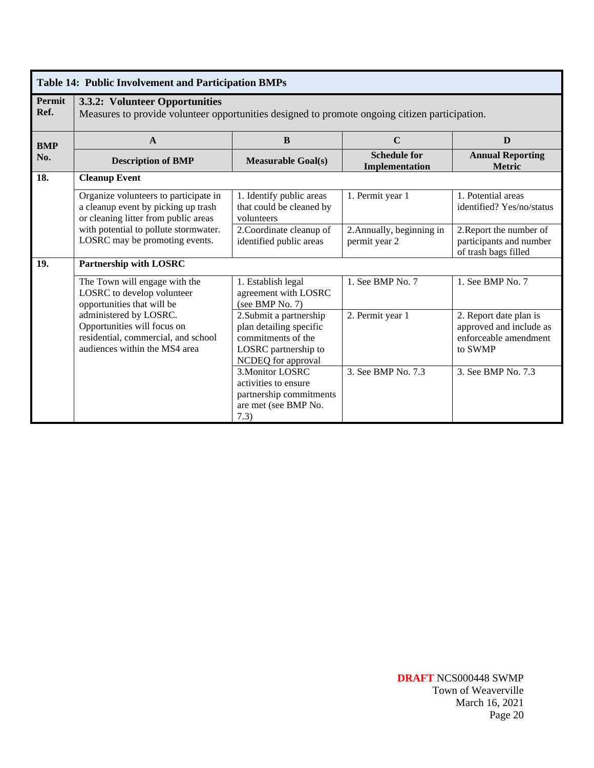| Table 14: Public Involvement and Participation BMPs | | | | |
|---|---|---|---|---|
| **Permit Ref.** | **3.3.2: Volunteer Opportunities** Measures to provide volunteer opportunities designed to promote ongoing citizen participation. | | | |
| **BMP No.** | **A** | **B** | **C** | **D** |
| | **Description of BMP** | **Measurable Goal(s)** | **Schedule for Implementation** | **Annual Reporting Metric** |
| **18.** | **Cleanup Event** | | | |
| | Organize volunteers to participate in a cleanup event by picking up trash or cleaning litter from public areas with potential to pollute stormwater. LOSRC may be promoting events. | 1. Identify public areas that could be cleaned by volunteers | 1. Permit year 1 | 1. Potential areas identified? Yes/no/status |
| | | 2.Coordinate cleanup of identified public areas | 2.Annually, beginning in permit year 2 | 2.Report the number of participants and number of trash bags filled |
| **19.** | **Partnership with LOSRC** | | | |
| | The Town will engage with the LOSRC to develop volunteer opportunities that will be administered by LOSRC. Opportunities will focus on residential, commercial, and school audiences within the MS4 area | 1. Establish legal agreement with LOSRC (see BMP No. 7) | 1. See BMP No. 7 | 1. See BMP No. 7 |
| | | 2.Submit a partnership plan detailing specific commitments of the LOSRC partnership to NCDEQ for approval | 2. Permit year 1 | 2. Report date plan is approved and include as enforceable amendment to SWMP |
| | | 3.Monitor LOSRC activities to ensure partnership commitments are met (see BMP No. 7.3) | 3. See BMP No. 7.3 | 3. See BMP No. 7.3 |

**DRAFT** NCS000448 SWMP
Town of Weaverville
March 16, 2021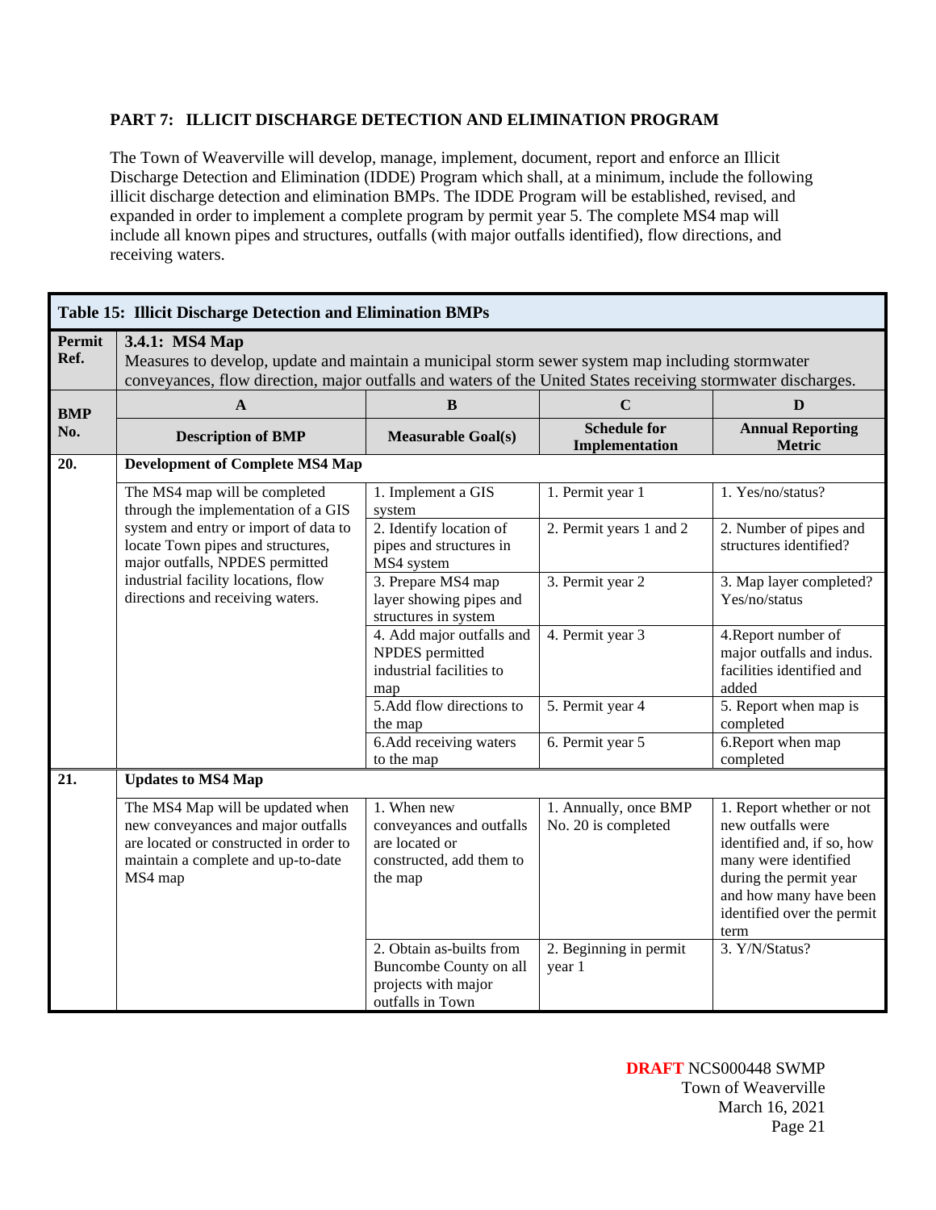## PART 7: ILLICIT DISCHARGE DETECTION AND ELIMINATION PROGRAM

The Town of Weaverville will develop, manage, implement, document, report and enforce an Illicit Discharge Detection and Elimination (IDDE) Program which shall, at a minimum, include the following illicit discharge detection and elimination BMPs. The IDDE Program will be established, revised, and expanded in order to implement a complete program by permit year 5. The complete MS4 map will include all known pipes and structures, outfalls (with major outfalls identified), flow directions, and receiving waters.

| **Table 15: Illicit Discharge Detection and Elimination BMPs** | | | | |
|---|---|---|---|---|
| **Permit Ref.** | **3.4.1: MS4 Map** Measures to develop, update and maintain a municipal storm sewer system map including stormwater conveyances, flow direction, major outfalls and waters of the United States receiving stormwater discharges. | | | |
| **BMP No.** | **A** | **B** | **C** | **D** |
| | **Description of BMP** | **Measurable Goal(s)** | **Schedule for Implementation** | **Annual Reporting Metric** |
| **20.** | **Development of Complete MS4 Map** | | | |
| | The MS4 map will be completed through the implementation of a GIS system and entry or import of data to locate Town pipes and structures, major outfalls, NPDES permitted industrial facility locations, flow directions and receiving waters. | 1. Implement a GIS system | 1. Permit year 1 | 1. Yes/no/status? |
| | | 2. Identify location of pipes and structures in MS4 system | 2. Permit years 1 and 2 | 2. Number of pipes and structures identified? |
| | | 3. Prepare MS4 map layer showing pipes and structures in system | 3. Permit year 2 | 3. Map layer completed? Yes/no/status |
| | | 4. Add major outfalls and NPDES permitted industrial facilities to map | 4. Permit year 3 | 4.Report number of major outfalls and indus. facilities identified and added |
| | | 5.Add flow directions to the map | 5. Permit year 4 | 5. Report when map is completed |
| | | 6.Add receiving waters to the map | 6. Permit year 5 | 6.Report when map completed |
| **21.** | **Updates to MS4 Map** | | | |
| | The MS4 Map will be updated when new conveyances and major outfalls are located or constructed in order to maintain a complete and up-to-date MS4 map | 1. When new conveyances and outfalls are located or constructed, add them to the map | 1. Annually, once BMP No. 20 is completed | 1. Report whether or not new outfalls were identified and, if so, how many were identified during the permit year and how many have been identified over the permit term |
| | | 2. Obtain as-builts from Buncombe County on all projects with major outfalls in Town | 2. Beginning in permit year 1 | 3. Y/N/Status? |

**DRAFT** NCS000448 SWMP
Town of Weaverville
March 16, 2021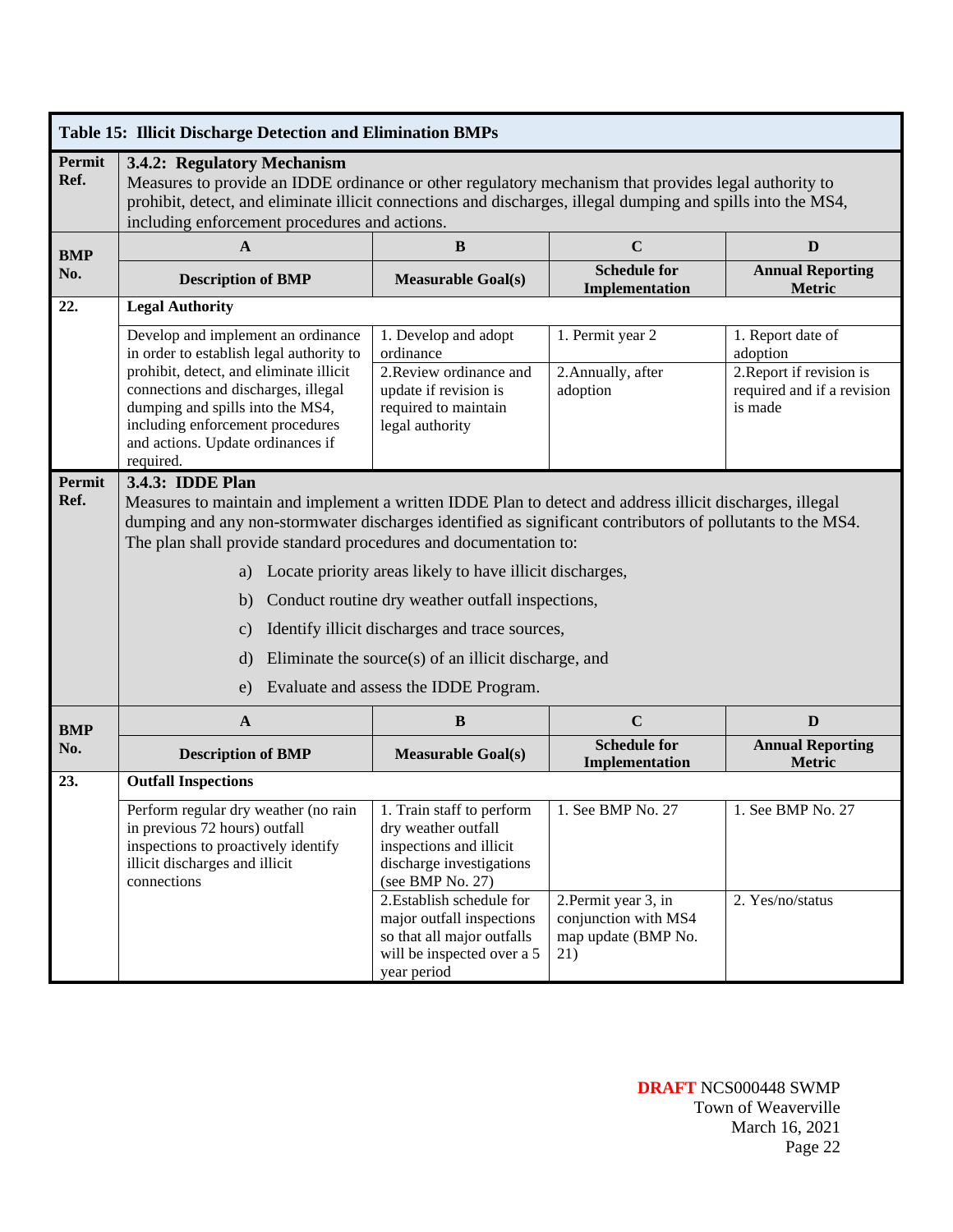**Table 15: Illicit Discharge Detection and Elimination BMPs**

| Permit Ref. | **3.4.2: Regulatory Mechanism**<br>Measures to provide an IDDE ordinance or other regulatory mechanism that provides legal authority to prohibit, detect, and eliminate illicit connections and discharges, illegal dumping and spills into the MS4, including enforcement procedures and actions. | | | |
|---|---|---|---|---|
| **BMP No.** | **A** | **B** | **C** | **D** |
| | **Description of BMP** | **Measurable Goal(s)** | **Schedule for Implementation** | **Annual Reporting Metric** |
| **22.** | **Legal Authority** | | | |
| | Develop and implement an ordinance in order to establish legal authority to prohibit, detect, and eliminate illicit connections and discharges, illegal dumping and spills into the MS4, including enforcement procedures and actions. Update ordinances if required. | 1. Develop and adopt ordinance | 1. Permit year 2 | 1. Report date of adoption |
| | | 2.Review ordinance and update if revision is required to maintain legal authority | 2.Annually, after adoption | 2.Report if revision is required and if a revision is made |
| **Permit Ref.** | **3.4.3: IDDE Plan**<br>Measures to maintain and implement a written IDDE Plan to detect and address illicit discharges, illegal dumping and any non-stormwater discharges identified as significant contributors of pollutants to the MS4. The plan shall provide standard procedures and documentation to:<br>a) Locate priority areas likely to have illicit discharges,<br>b) Conduct routine dry weather outfall inspections,<br>c) Identify illicit discharges and trace sources,<br>d) Eliminate the source(s) of an illicit discharge, and<br>e) Evaluate and assess the IDDE Program. | | | |
| **BMP No.** | **A** | **B** | **C** | **D** |
| | **Description of BMP** | **Measurable Goal(s)** | **Schedule for Implementation** | **Annual Reporting Metric** |
| **23.** | **Outfall Inspections** | | | |
| | Perform regular dry weather (no rain in previous 72 hours) outfall inspections to proactively identify illicit discharges and illicit connections | 1. Train staff to perform dry weather outfall inspections and illicit discharge investigations (see BMP No. 27) | 1. See BMP No. 27 | 1. See BMP No. 27 |
| | | 2.Establish schedule for major outfall inspections so that all major outfalls will be inspected over a 5 year period | 2.Permit year 3, in conjunction with MS4 map update (BMP No. 21) | 2. Yes/no/status |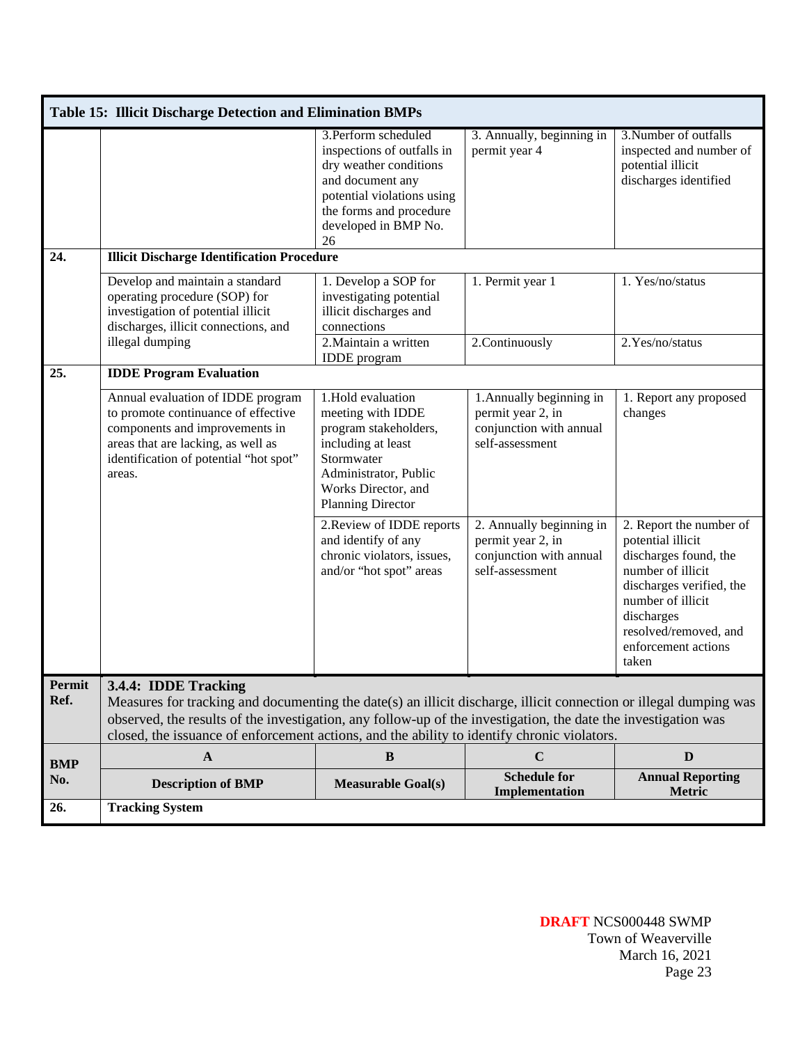| Table 15: Illicit Discharge Detection and Elimination BMPs | | | | |
|---|---|---|---|---|
| | | 3.Perform scheduled inspections of outfalls in dry weather conditions and document any potential violations using the forms and procedure developed in BMP No. 26 | 3. Annually, beginning in permit year 4 | 3.Number of outfalls inspected and number of potential illicit discharges identified |
| **24.** | **Illicit Discharge Identification Procedure** | | | |
| | Develop and maintain a standard operating procedure (SOP) for investigation of potential illicit discharges, illicit connections, and illegal dumping | 1. Develop a SOP for investigating potential illicit discharges and connections | 1. Permit year 1 | 1. Yes/no/status |
| | | 2.Maintain a written IDDE program | 2.Continuously | 2.Yes/no/status |
| **25.** | **IDDE Program Evaluation** | | | |
| | Annual evaluation of IDDE program to promote continuance of effective components and improvements in areas that are lacking, as well as identification of potential "hot spot" areas. | 1.Hold evaluation meeting with IDDE program stakeholders, including at least Stormwater Administrator, Public Works Director, and Planning Director | 1.Annually beginning in permit year 2, in conjunction with annual self-assessment | 1. Report any proposed changes |
| | | 2.Review of IDDE reports and identify of any chronic violators, issues, and/or "hot spot" areas | 2. Annually beginning in permit year 2, in conjunction with annual self-assessment | 2. Report the number of potential illicit discharges found, the number of illicit discharges verified, the number of illicit discharges resolved/removed, and enforcement actions taken |
| **Permit Ref.** | **3.4.4: IDDE Tracking** Measures for tracking and documenting the date(s) an illicit discharge, illicit connection or illegal dumping was observed, the results of the investigation, any follow-up of the investigation, the date the investigation was closed, the issuance of enforcement actions, and the ability to identify chronic violators. | | | |
| **BMP No.** | **A** | **B** | **C** | **D** |
| | **Description of BMP** | **Measurable Goal(s)** | **Schedule for Implementation** | **Annual Reporting Metric** |
| **26.** | **Tracking System** | | | |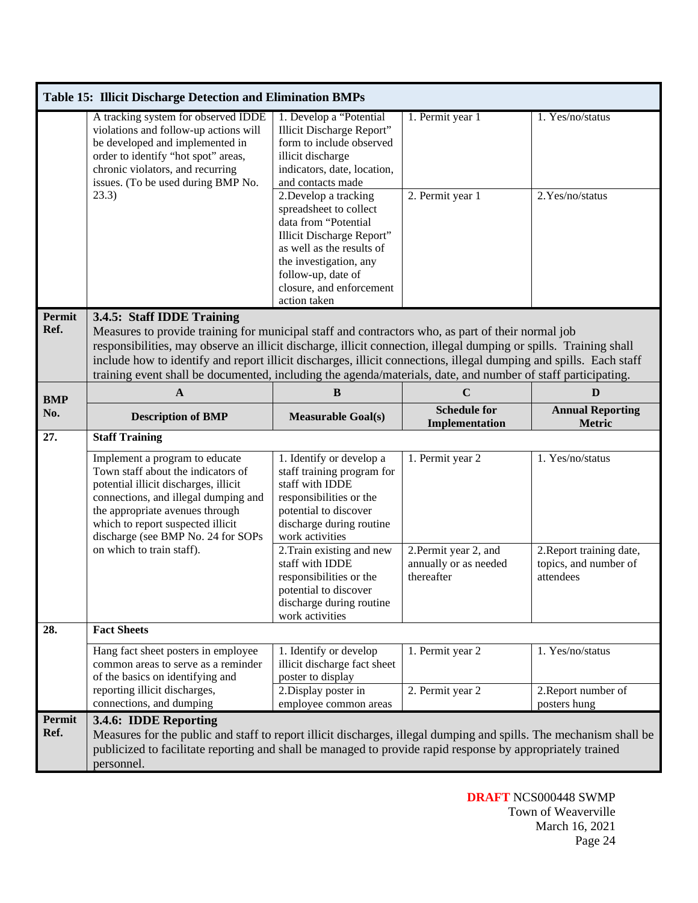| Table 15: Illicit Discharge Detection and Elimination BMPs | | | | |
|---|---|---|---|---|
| | A tracking system for observed IDDE violations and follow-up actions will be developed and implemented in order to identify "hot spot" areas, chronic violators, and recurring issues. (To be used during BMP No. 23.3) | 1. Develop a "Potential Illicit Discharge Report" form to include observed illicit discharge indicators, date, location, and contacts made | 1. Permit year 1 | 1. Yes/no/status |
| | | 2. Develop a tracking spreadsheet to collect data from "Potential Illicit Discharge Report" as well as the results of the investigation, any follow-up, date of closure, and enforcement action taken | 2. Permit year 1 | 2. Yes/no/status |
| **Permit Ref.** | **3.4.5: Staff IDDE Training**<br>Measures to provide training for municipal staff and contractors who, as part of their normal job responsibilities, may observe an illicit discharge, illicit connection, illegal dumping or spills. Training shall include how to identify and report illicit discharges, illicit connections, illegal dumping and spills. Each staff training event shall be documented, including the agenda/materials, date, and number of staff participating. | | | |
| **BMP No.** | **A** | **B** | **C** | **D** |
| | **Description of BMP** | **Measurable Goal(s)** | **Schedule for Implementation** | **Annual Reporting Metric** |
| **27.** | **Staff Training** | | | |
| | Implement a program to educate Town staff about the indicators of potential illicit discharges, illicit connections, and illegal dumping and the appropriate avenues through which to report suspected illicit discharge (see BMP No. 24 for SOPs on which to train staff). | 1. Identify or develop a staff training program for staff with IDDE responsibilities or the potential to discover discharge during routine work activities | 1. Permit year 2 | 1. Yes/no/status |
| | | 2. Train existing and new staff with IDDE responsibilities or the potential to discover discharge during routine work activities | 2. Permit year 2, and annually or as needed thereafter | 2. Report training date, topics, and number of attendees |
| **28.** | **Fact Sheets** | | | |
| | Hang fact sheet posters in employee common areas to serve as a reminder of the basics on identifying and reporting illicit discharges, connections, and dumping | 1. Identify or develop illicit discharge fact sheet poster to display | 1. Permit year 2 | 1. Yes/no/status |
| | | 2. Display poster in employee common areas | 2. Permit year 2 | 2. Report number of posters hung |
| **Permit Ref.** | **3.4.6: IDDE Reporting**<br>Measures for the public and staff to report illicit discharges, illegal dumping and spills. The mechanism shall be publicized to facilitate reporting and shall be managed to provide rapid response by appropriately trained personnel. | | | |

**DRAFT** NCS000448 SWMP
Town of Weaverville
March 16, 2021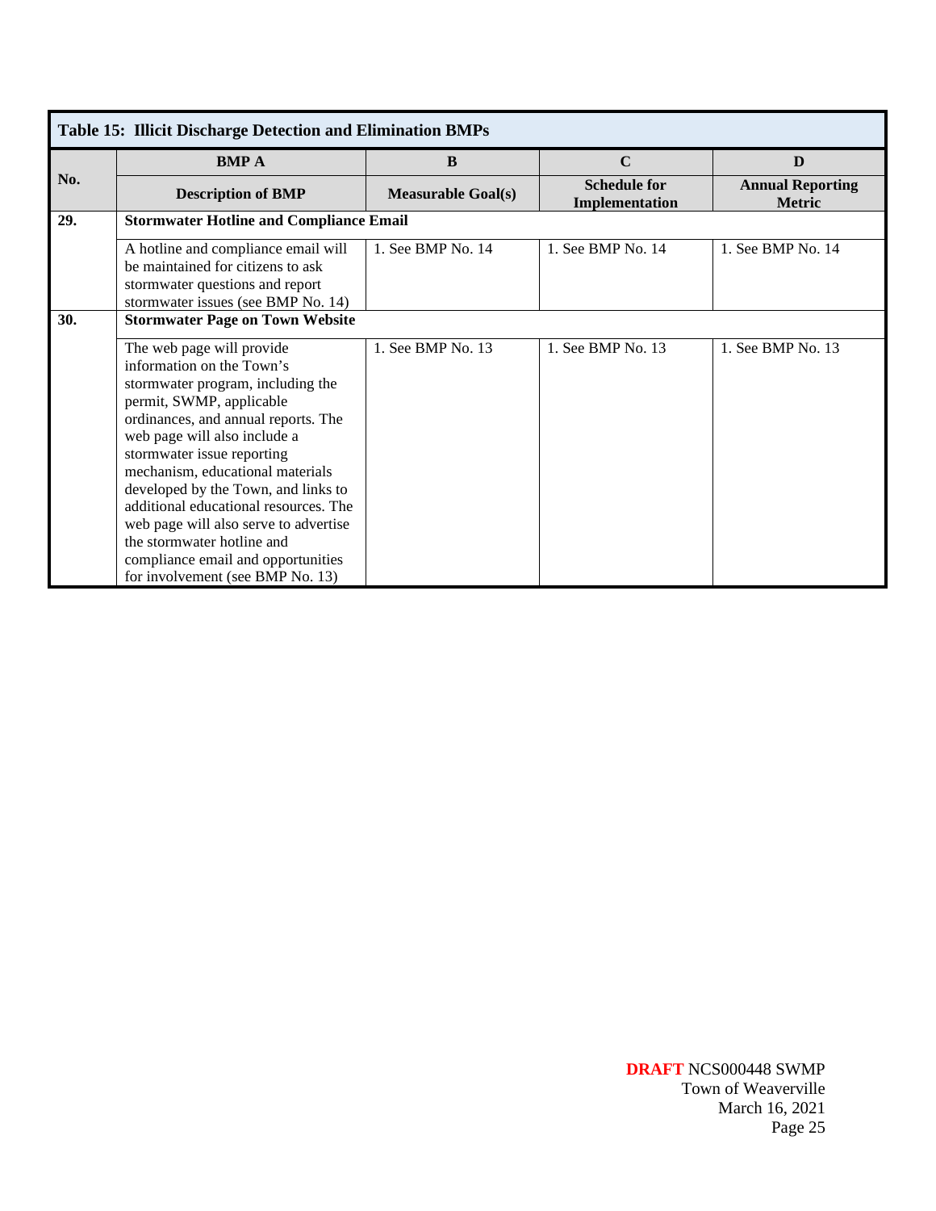**Table 15: Illicit Discharge Detection and Elimination BMPs**

| No. | BMP A | B | C | D |
|---|---|---|---|---|
| | **Description of BMP** | **Measurable Goal(s)** | **Schedule for Implementation** | **Annual Reporting Metric** |
| **29.** | **Stormwater Hotline and Compliance Email** | | | |
| | A hotline and compliance email will be maintained for citizens to ask stormwater questions and report stormwater issues (see BMP No. 14) | 1. See BMP No. 14 | 1. See BMP No. 14 | 1. See BMP No. 14 |
| **30.** | **Stormwater Page on Town Website** | | | |
| | The web page will provide information on the Town's stormwater program, including the permit, SWMP, applicable ordinances, and annual reports. The web page will also include a stormwater issue reporting mechanism, educational materials developed by the Town, and links to additional educational resources. The web page will also serve to advertise the stormwater hotline and compliance email and opportunities for involvement (see BMP No. 13) | 1. See BMP No. 13 | 1. See BMP No. 13 | 1. See BMP No. 13 |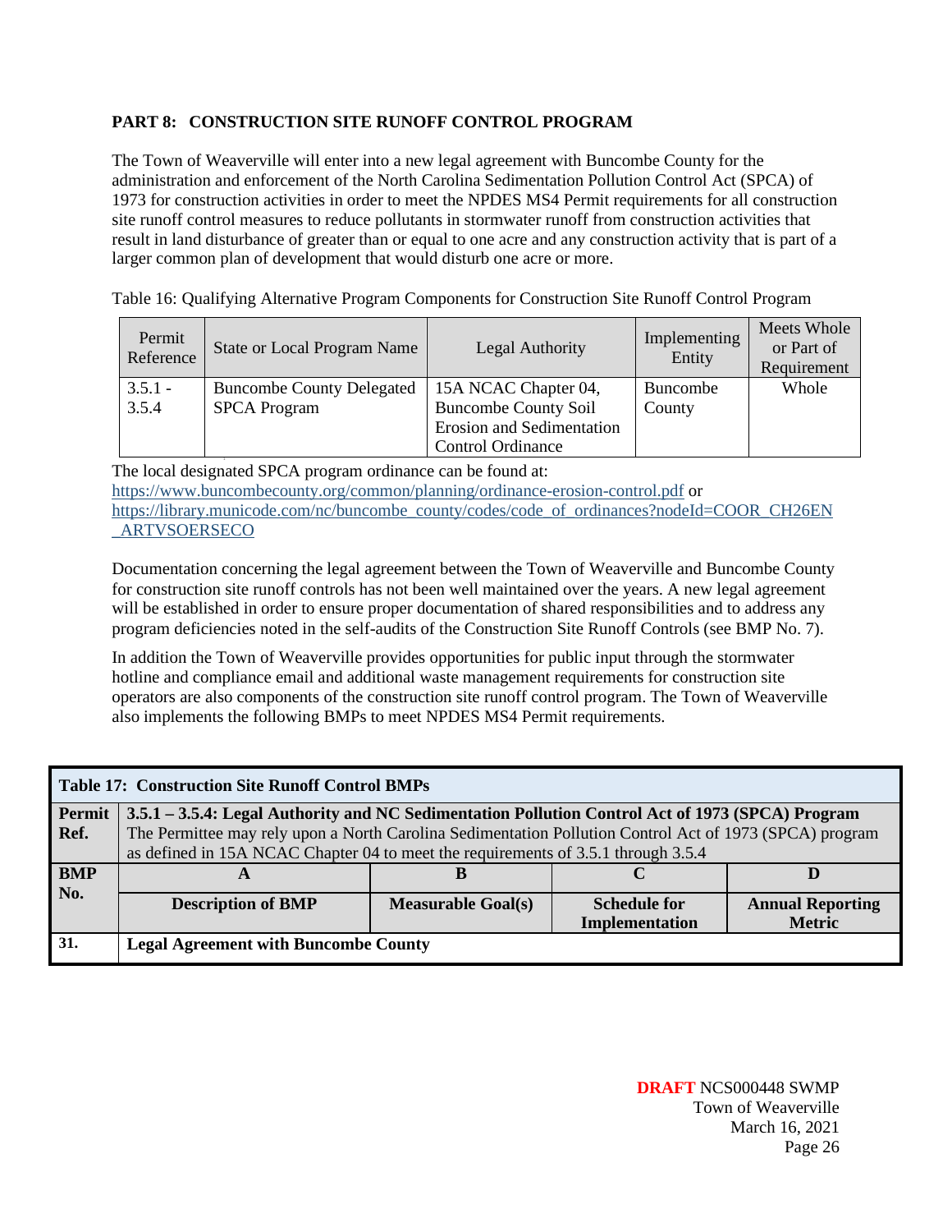## PART 8: CONSTRUCTION SITE RUNOFF CONTROL PROGRAM

The Town of Weaverville will enter into a new legal agreement with Buncombe County for the administration and enforcement of the North Carolina Sedimentation Pollution Control Act (SPCA) of 1973 for construction activities in order to meet the NPDES MS4 Permit requirements for all construction site runoff control measures to reduce pollutants in stormwater runoff from construction activities that result in land disturbance of greater than or equal to one acre and any construction activity that is part of a larger common plan of development that would disturb one acre or more.

Table 16: Qualifying Alternative Program Components for Construction Site Runoff Control Program

| Permit Reference | State or Local Program Name | Legal Authority | Implementing Entity | Meets Whole or Part of Requirement |
|---|---|---|---|---|
| 3.5.1 - 3.5.4 | Buncombe County Delegated SPCA Program | 15A NCAC Chapter 04, Buncombe County Soil Erosion and Sedimentation Control Ordinance | Buncombe County | Whole |

The local designated SPCA program ordinance can be found at:
https://www.buncombecounty.org/common/planning/ordinance-erosion-control.pdf or
https://library.municode.com/nc/buncombe_county/codes/code_of_ordinances?nodeId=COOR_CH26EN_ARTVSOERSECO

Documentation concerning the legal agreement between the Town of Weaverville and Buncombe County for construction site runoff controls has not been well maintained over the years. A new legal agreement will be established in order to ensure proper documentation of shared responsibilities and to address any program deficiencies noted in the self-audits of the Construction Site Runoff Controls (see BMP No. 7).

In addition the Town of Weaverville provides opportunities for public input through the stormwater hotline and compliance email and additional waste management requirements for construction site operators are also components of the construction site runoff control program. The Town of Weaverville also implements the following BMPs to meet NPDES MS4 Permit requirements.

| **Table 17: Construction Site Runoff Control BMPs** | | | | |
|---|---|---|---|---|
| **Permit Ref.** | **3.5.1 – 3.5.4: Legal Authority and NC Sedimentation Pollution Control Act of 1973 (SPCA) Program** The Permittee may rely upon a North Carolina Sedimentation Pollution Control Act of 1973 (SPCA) program as defined in 15A NCAC Chapter 04 to meet the requirements of 3.5.1 through 3.5.4 | | | |
| **BMP No.** | **A** | **B** | **C** | **D** |
| | **Description of BMP** | **Measurable Goal(s)** | **Schedule for Implementation** | **Annual Reporting Metric** |
| **31.** | **Legal Agreement with Buncombe County** | | | |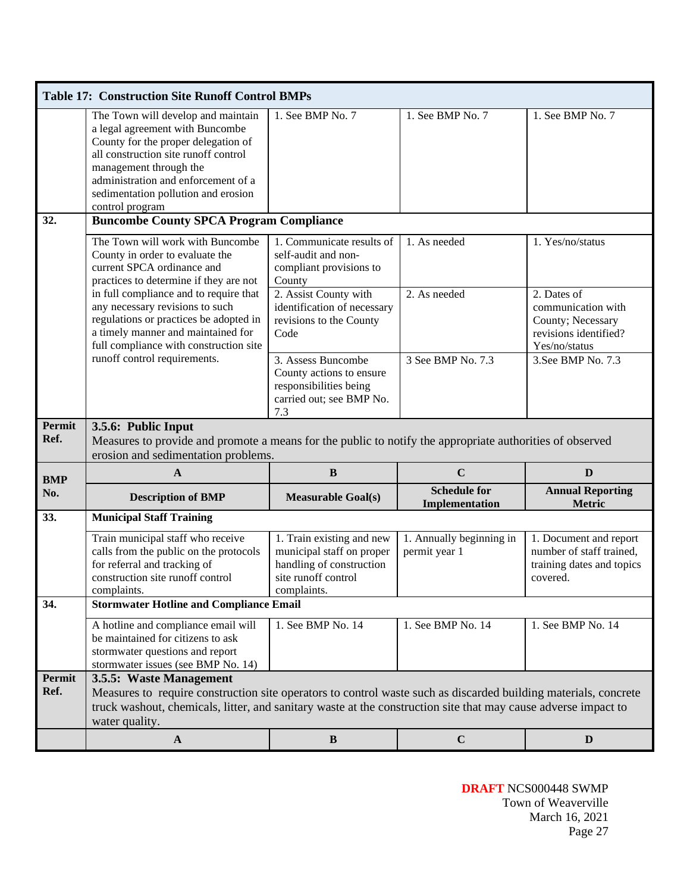**Table 17: Construction Site Runoff Control BMPs**

| | | | | |
|---|---|---|---|---|
| | The Town will develop and maintain a legal agreement with Buncombe County for the proper delegation of all construction site runoff control management through the administration and enforcement of a sedimentation pollution and erosion control program | 1. See BMP No. 7 | 1. See BMP No. 7 | 1. See BMP No. 7 |
| **32.** | **Buncombe County SPCA Program Compliance** | | | |
| | The Town will work with Buncombe County in order to evaluate the current SPCA ordinance and practices to determine if they are not in full compliance and to require that any necessary revisions to such regulations or practices be adopted in a timely manner and maintained for full compliance with construction site runoff control requirements. | 1. Communicate results of self-audit and non-compliant provisions to County | 1. As needed | 1. Yes/no/status |
| | | 2. Assist County with identification of necessary revisions to the County Code | 2. As needed | 2. Dates of communication with County; Necessary revisions identified? Yes/no/status |
| | | 3. Assess Buncombe County actions to ensure responsibilities being carried out; see BMP No. 7.3 | 3 See BMP No. 7.3 | 3.See BMP No. 7.3 |
| **Permit Ref.** | **3.5.6: Public Input**<br>Measures to provide and promote a means for the public to notify the appropriate authorities of observed erosion and sedimentation problems. | | | |
| **BMP No.** | **A** | **B** | **C** | **D** |
| | **Description of BMP** | **Measurable Goal(s)** | **Schedule for Implementation** | **Annual Reporting Metric** |
| **33.** | **Municipal Staff Training** | | | |
| | Train municipal staff who receive calls from the public on the protocols for referral and tracking of construction site runoff control complaints. | 1. Train existing and new municipal staff on proper handling of construction site runoff control complaints. | 1. Annually beginning in permit year 1 | 1. Document and report number of staff trained, training dates and topics covered. |
| **34.** | **Stormwater Hotline and Compliance Email** | | | |
| | A hotline and compliance email will be maintained for citizens to ask stormwater questions and report stormwater issues (see BMP No. 14) | 1. See BMP No. 14 | 1. See BMP No. 14 | 1. See BMP No. 14 |
| **Permit Ref.** | **3.5.5: Waste Management**<br>Measures to require construction site operators to control waste such as discarded building materials, concrete truck washout, chemicals, litter, and sanitary waste at the construction site that may cause adverse impact to water quality. | | | |
| | **A** | **B** | **C** | **D** |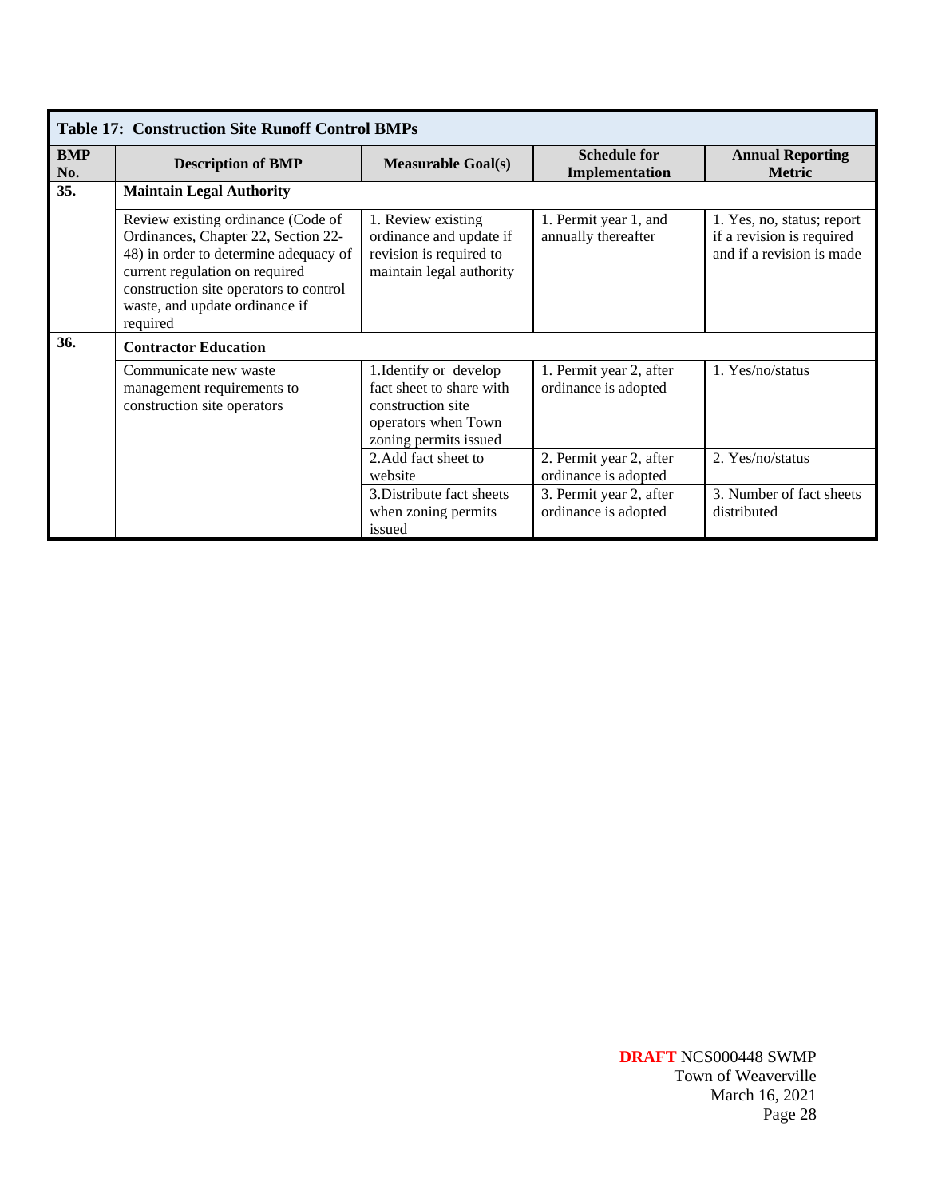**Table 17: Construction Site Runoff Control BMPs**

| BMP No. | Description of BMP | Measurable Goal(s) | Schedule for Implementation | Annual Reporting Metric |
|---|---|---|---|---|
| **35.** | **Maintain Legal Authority** | | | |
| | Review existing ordinance (Code of Ordinances, Chapter 22, Section 22-48) in order to determine adequacy of current regulation on required construction site operators to control waste, and update ordinance if required | 1. Review existing ordinance and update if revision is required to maintain legal authority | 1. Permit year 1, and annually thereafter | 1. Yes, no, status; report if a revision is required and if a revision is made |
| **36.** | **Contractor Education** | | | |
| | Communicate new waste management requirements to construction site operators | 1.Identify or develop fact sheet to share with construction site operators when Town zoning permits issued | 1. Permit year 2, after ordinance is adopted | 1. Yes/no/status |
| | | 2.Add fact sheet to website | 2. Permit year 2, after ordinance is adopted | 2. Yes/no/status |
| | | 3.Distribute fact sheets when zoning permits issued | 3. Permit year 2, after ordinance is adopted | 3. Number of fact sheets distributed |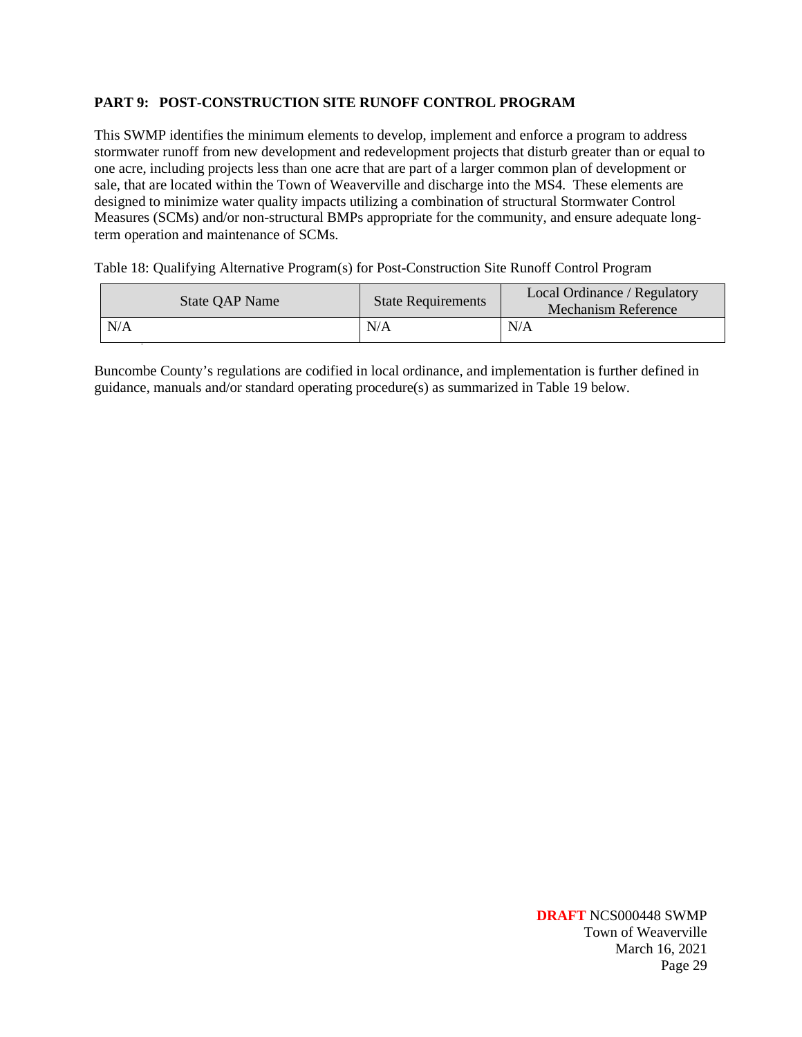## PART 9: POST-CONSTRUCTION SITE RUNOFF CONTROL PROGRAM

This SWMP identifies the minimum elements to develop, implement and enforce a program to address stormwater runoff from new development and redevelopment projects that disturb greater than or equal to one acre, including projects less than one acre that are part of a larger common plan of development or sale, that are located within the Town of Weaverville and discharge into the MS4. These elements are designed to minimize water quality impacts utilizing a combination of structural Stormwater Control Measures (SCMs) and/or non-structural BMPs appropriate for the community, and ensure adequate long-term operation and maintenance of SCMs.

Table 18: Qualifying Alternative Program(s) for Post-Construction Site Runoff Control Program

| State QAP Name | State Requirements | Local Ordinance / Regulatory Mechanism Reference |
|---|---|---|
| N/A | N/A | N/A |

Buncombe County's regulations are codified in local ordinance, and implementation is further defined in guidance, manuals and/or standard operating procedure(s) as summarized in Table 19 below.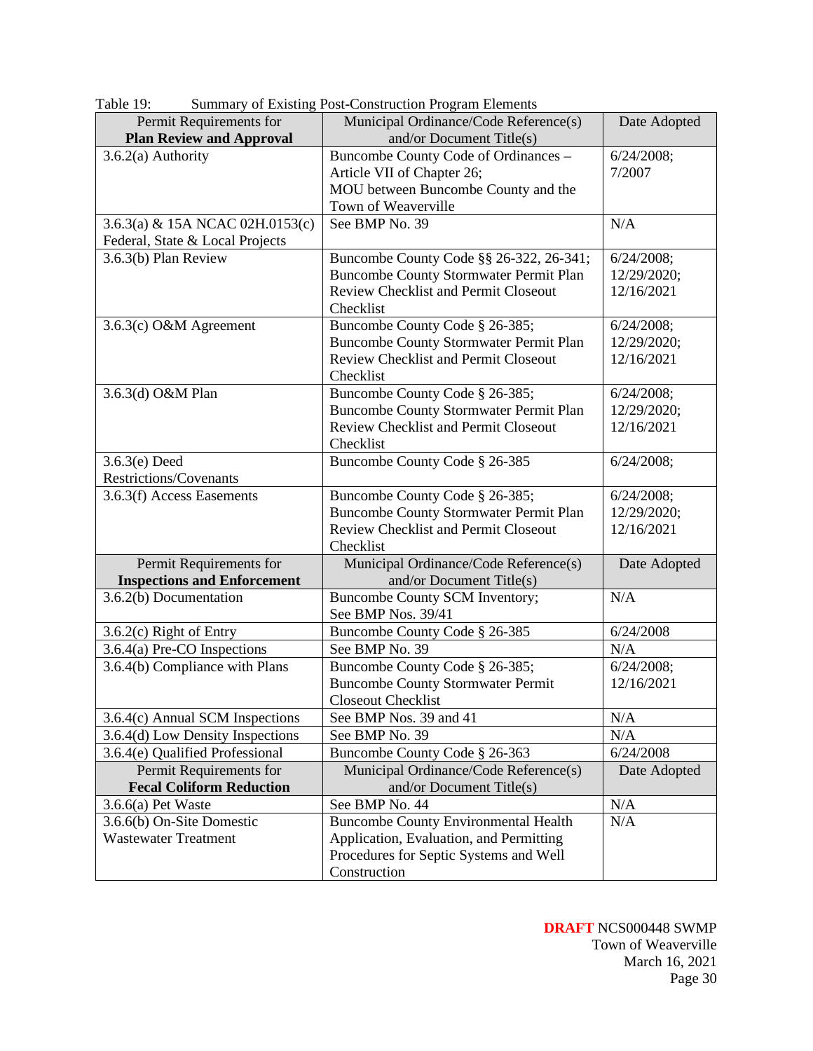Table 19: Summary of Existing Post-Construction Program Elements

| Permit Requirements for **Plan Review and Approval** | Municipal Ordinance/Code Reference(s) and/or Document Title(s) | Date Adopted |
|---|---|---|
| 3.6.2(a) Authority | Buncombe County Code of Ordinances – Article VII of Chapter 26; MOU between Buncombe County and the Town of Weaverville | 6/24/2008; 7/2007 |
| 3.6.3(a) & 15A NCAC 02H.0153(c) Federal, State & Local Projects | See BMP No. 39 | N/A |
| 3.6.3(b) Plan Review | Buncombe County Code §§ 26-322, 26-341; Buncombe County Stormwater Permit Plan Review Checklist and Permit Closeout Checklist | 6/24/2008; 12/29/2020; 12/16/2021 |
| 3.6.3(c) O&M Agreement | Buncombe County Code § 26-385; Buncombe County Stormwater Permit Plan Review Checklist and Permit Closeout Checklist | 6/24/2008; 12/29/2020; 12/16/2021 |
| 3.6.3(d) O&M Plan | Buncombe County Code § 26-385; Buncombe County Stormwater Permit Plan Review Checklist and Permit Closeout Checklist | 6/24/2008; 12/29/2020; 12/16/2021 |
| 3.6.3(e) Deed Restrictions/Covenants | Buncombe County Code § 26-385 | 6/24/2008; |
| 3.6.3(f) Access Easements | Buncombe County Code § 26-385; Buncombe County Stormwater Permit Plan Review Checklist and Permit Closeout Checklist | 6/24/2008; 12/29/2020; 12/16/2021 |
| Permit Requirements for **Inspections and Enforcement** | Municipal Ordinance/Code Reference(s) and/or Document Title(s) | Date Adopted |
| 3.6.2(b) Documentation | Buncombe County SCM Inventory; See BMP Nos. 39/41 | N/A |
| 3.6.2(c) Right of Entry | Buncombe County Code § 26-385 | 6/24/2008 |
| 3.6.4(a) Pre-CO Inspections | See BMP No. 39 | N/A |
| 3.6.4(b) Compliance with Plans | Buncombe County Code § 26-385; Buncombe County Stormwater Permit Closeout Checklist | 6/24/2008; 12/16/2021 |
| 3.6.4(c) Annual SCM Inspections | See BMP Nos. 39 and 41 | N/A |
| 3.6.4(d) Low Density Inspections | See BMP No. 39 | N/A |
| 3.6.4(e) Qualified Professional | Buncombe County Code § 26-363 | 6/24/2008 |
| Permit Requirements for **Fecal Coliform Reduction** | Municipal Ordinance/Code Reference(s) and/or Document Title(s) | Date Adopted |
| 3.6.6(a) Pet Waste | See BMP No. 44 | N/A |
| 3.6.6(b) On-Site Domestic Wastewater Treatment | Buncombe County Environmental Health Application, Evaluation, and Permitting Procedures for Septic Systems and Well Construction | N/A |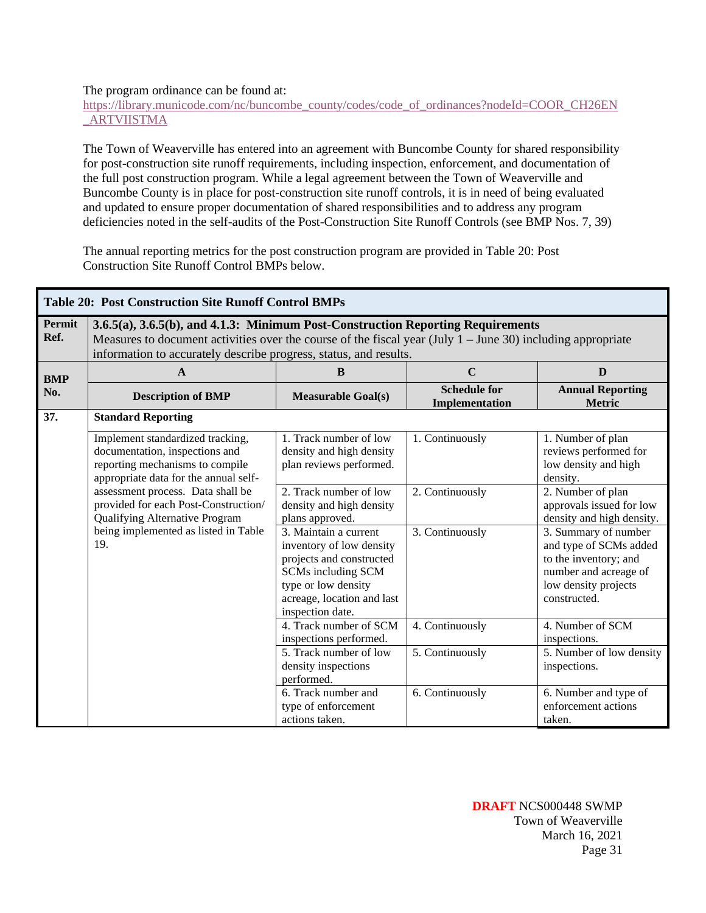The program ordinance can be found at:
https://library.municode.com/nc/buncombe_county/codes/code_of_ordinances?nodeId=COOR_CH26EN_ARTVIISTMA

The Town of Weaverville has entered into an agreement with Buncombe County for shared responsibility for post-construction site runoff requirements, including inspection, enforcement, and documentation of the full post construction program. While a legal agreement between the Town of Weaverville and Buncombe County is in place for post-construction site runoff controls, it is in need of being evaluated and updated to ensure proper documentation of shared responsibilities and to address any program deficiencies noted in the self-audits of the Post-Construction Site Runoff Controls (see BMP Nos. 7, 39)

The annual reporting metrics for the post construction program are provided in Table 20: Post Construction Site Runoff Control BMPs below.

| **Table 20: Post Construction Site Runoff Control BMPs** | | | | |
|---|---|---|---|---|
| **Permit Ref.** | **3.6.5(a), 3.6.5(b), and 4.1.3: Minimum Post-Construction Reporting Requirements** Measures to document activities over the course of the fiscal year (July 1 – June 30) including appropriate information to accurately describe progress, status, and results. | | | |
| **BMP No.** | **A** | **B** | **C** | **D** |
| | **Description of BMP** | **Measurable Goal(s)** | **Schedule for Implementation** | **Annual Reporting Metric** |
| **37.** | **Standard Reporting** | | | |
| | Implement standardized tracking, documentation, inspections and reporting mechanisms to compile appropriate data for the annual self-assessment process. Data shall be provided for each Post-Construction/ Qualifying Alternative Program being implemented as listed in Table 19. | 1. Track number of low density and high density plan reviews performed. | 1. Continuously | 1. Number of plan reviews performed for low density and high density. |
| | | 2. Track number of low density and high density plans approved. | 2. Continuously | 2. Number of plan approvals issued for low density and high density. |
| | | 3. Maintain a current inventory of low density projects and constructed SCMs including SCM type or low density acreage, location and last inspection date. | 3. Continuously | 3. Summary of number and type of SCMs added to the inventory; and number and acreage of low density projects constructed. |
| | | 4. Track number of SCM inspections performed. | 4. Continuously | 4. Number of SCM inspections. |
| | | 5. Track number of low density inspections performed. | 5. Continuously | 5. Number of low density inspections. |
| | | 6. Track number and type of enforcement actions taken. | 6. Continuously | 6. Number and type of enforcement actions taken. |

**DRAFT** NCS000448 SWMP
Town of Weaverville
March 16, 2021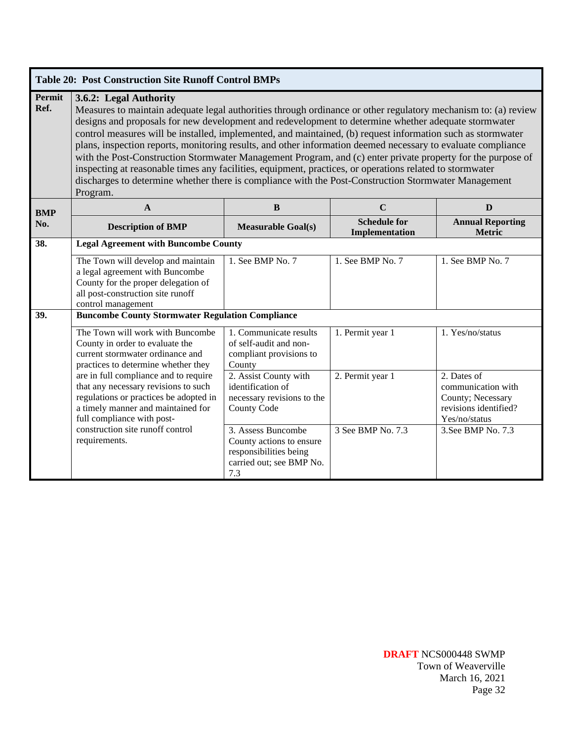| Table 20: Post Construction Site Runoff Control BMPs | | | | |
|---|---|---|---|---|
| **Permit Ref.** | **3.6.2: Legal Authority**<br>Measures to maintain adequate legal authorities through ordinance or other regulatory mechanism to: (a) review designs and proposals for new development and redevelopment to determine whether adequate stormwater control measures will be installed, implemented, and maintained, (b) request information such as stormwater plans, inspection reports, monitoring results, and other information deemed necessary to evaluate compliance with the Post-Construction Stormwater Management Program, and (c) enter private property for the purpose of inspecting at reasonable times any facilities, equipment, practices, or operations related to stormwater discharges to determine whether there is compliance with the Post-Construction Stormwater Management Program. | | | |
| **BMP No.** | **A** | **B** | **C** | **D** |
| | **Description of BMP** | **Measurable Goal(s)** | **Schedule for Implementation** | **Annual Reporting Metric** |
| **38.** | **Legal Agreement with Buncombe County** | | | |
| | The Town will develop and maintain a legal agreement with Buncombe County for the proper delegation of all post-construction site runoff control management | 1. See BMP No. 7 | 1. See BMP No. 7 | 1. See BMP No. 7 |
| **39.** | **Buncombe County Stormwater Regulation Compliance** | | | |
| | The Town will work with Buncombe County in order to evaluate the current stormwater ordinance and practices to determine whether they are in full compliance and to require that any necessary revisions to such regulations or practices be adopted in a timely manner and maintained for full compliance with post-construction site runoff control requirements. | 1. Communicate results of self-audit and non-compliant provisions to County | 1. Permit year 1 | 1. Yes/no/status |
| | | 2. Assist County with identification of necessary revisions to the County Code | 2. Permit year 1 | 2. Dates of communication with County; Necessary revisions identified? Yes/no/status |
| | | 3. Assess Buncombe County actions to ensure responsibilities being carried out; see BMP No. 7.3 | 3 See BMP No. 7.3 | 3.See BMP No. 7.3 |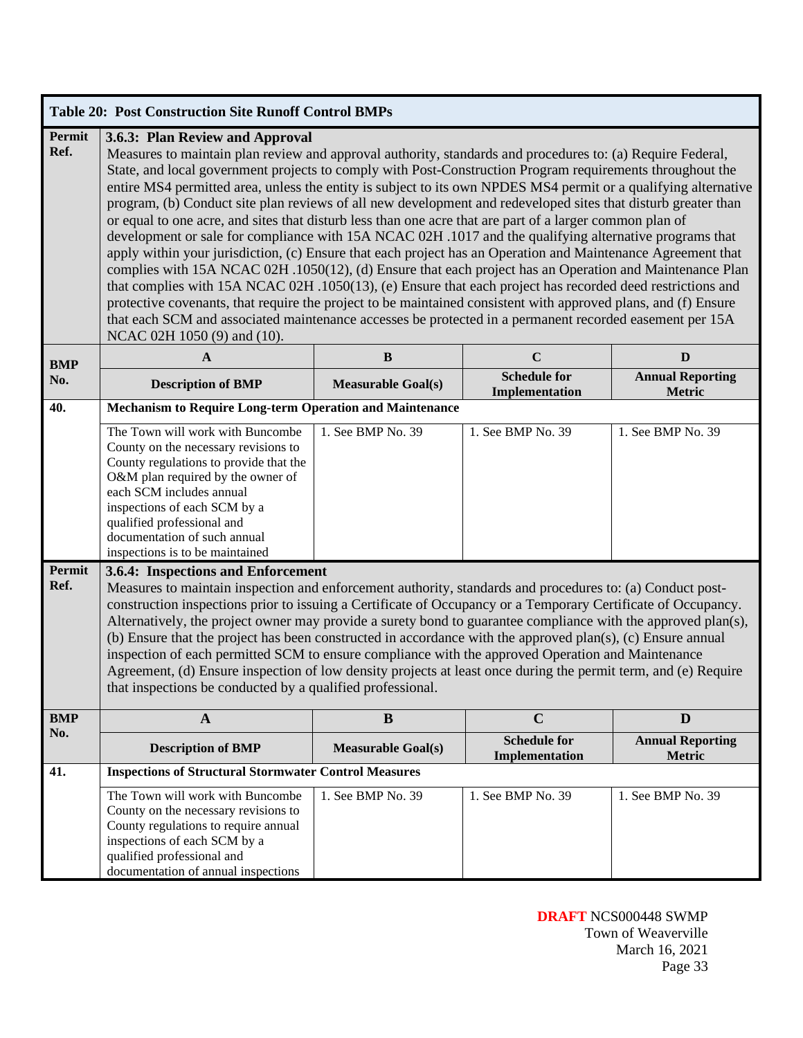| Table 20: Post Construction Site Runoff Control BMPs | | | | |
|---|---|---|---|---|
| **Permit Ref.** | **3.6.3: Plan Review and Approval** Measures to maintain plan review and approval authority, standards and procedures to: (a) Require Federal, State, and local government projects to comply with Post-Construction Program requirements throughout the entire MS4 permitted area, unless the entity is subject to its own NPDES MS4 permit or a qualifying alternative program, (b) Conduct site plan reviews of all new development and redeveloped sites that disturb greater than or equal to one acre, and sites that disturb less than one acre that are part of a larger common plan of development or sale for compliance with 15A NCAC 02H .1017 and the qualifying alternative programs that apply within your jurisdiction, (c) Ensure that each project has an Operation and Maintenance Agreement that complies with 15A NCAC 02H .1050(12), (d) Ensure that each project has an Operation and Maintenance Plan that complies with 15A NCAC 02H .1050(13), (e) Ensure that each project has recorded deed restrictions and protective covenants, that require the project to be maintained consistent with approved plans, and (f) Ensure that each SCM and associated maintenance accesses be protected in a permanent recorded easement per 15A NCAC 02H 1050 (9) and (10). | | | |
| **BMP No.** | **A** | **B** | **C** | **D** |
| | **Description of BMP** | **Measurable Goal(s)** | **Schedule for Implementation** | **Annual Reporting Metric** |
| **40.** | **Mechanism to Require Long-term Operation and Maintenance** | | | |
| | The Town will work with Buncombe County on the necessary revisions to County regulations to provide that the O&M plan required by the owner of each SCM includes annual inspections of each SCM by a qualified professional and documentation of such annual inspections is to be maintained | 1. See BMP No. 39 | 1. See BMP No. 39 | 1. See BMP No. 39 |
| **Permit Ref.** | **3.6.4: Inspections and Enforcement** Measures to maintain inspection and enforcement authority, standards and procedures to: (a) Conduct post-construction inspections prior to issuing a Certificate of Occupancy or a Temporary Certificate of Occupancy. Alternatively, the project owner may provide a surety bond to guarantee compliance with the approved plan(s), (b) Ensure that the project has been constructed in accordance with the approved plan(s), (c) Ensure annual inspection of each permitted SCM to ensure compliance with the approved Operation and Maintenance Agreement, (d) Ensure inspection of low density projects at least once during the permit term, and (e) Require that inspections be conducted by a qualified professional. | | | |
| **BMP No.** | **A** | **B** | **C** | **D** |
| | **Description of BMP** | **Measurable Goal(s)** | **Schedule for Implementation** | **Annual Reporting Metric** |
| **41.** | **Inspections of Structural Stormwater Control Measures** | | | |
| | The Town will work with Buncombe County on the necessary revisions to County regulations to require annual inspections of each SCM by a qualified professional and documentation of annual inspections | 1. See BMP No. 39 | 1. See BMP No. 39 | 1. See BMP No. 39 |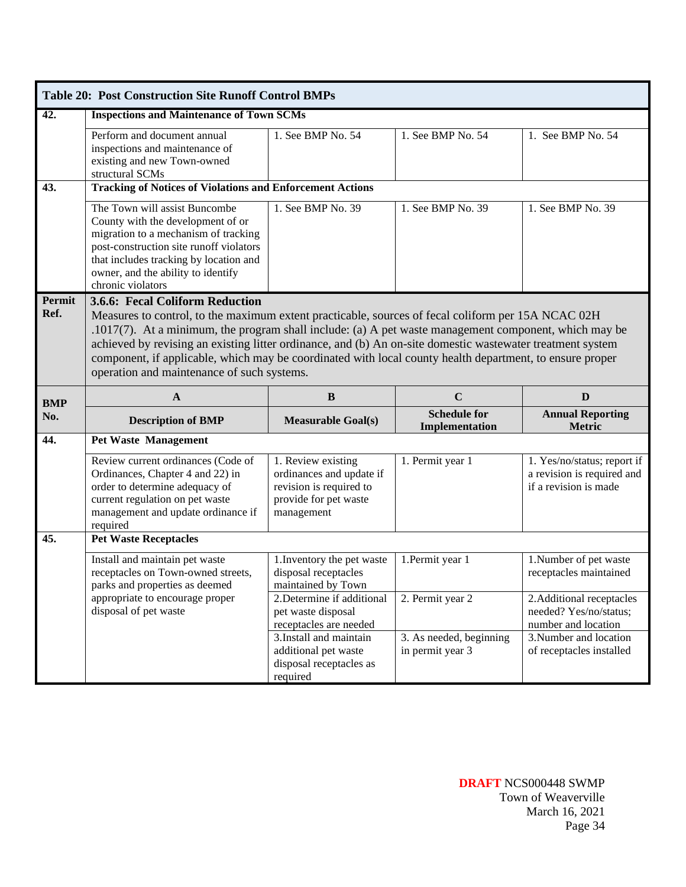| Table 20: Post Construction Site Runoff Control BMPs | | | | |
|---|---|---|---|---|
| **42.** | **Inspections and Maintenance of Town SCMs** | | | |
| | Perform and document annual inspections and maintenance of existing and new Town-owned structural SCMs | 1. See BMP No. 54 | 1. See BMP No. 54 | 1. See BMP No. 54 |
| **43.** | **Tracking of Notices of Violations and Enforcement Actions** | | | |
| | The Town will assist Buncombe County with the development of or migration to a mechanism of tracking post-construction site runoff violators that includes tracking by location and owner, and the ability to identify chronic violators | 1. See BMP No. 39 | 1. See BMP No. 39 | 1. See BMP No. 39 |
| **Permit Ref.** | **3.6.6: Fecal Coliform Reduction** Measures to control, to the maximum extent practicable, sources of fecal coliform per 15A NCAC 02H .1017(7). At a minimum, the program shall include: (a) A pet waste management component, which may be achieved by revising an existing litter ordinance, and (b) An on-site domestic wastewater treatment system component, if applicable, which may be coordinated with local county health department, to ensure proper operation and maintenance of such systems. | | | |
| **BMP No.** | **A** | **B** | **C** | **D** |
| | **Description of BMP** | **Measurable Goal(s)** | **Schedule for Implementation** | **Annual Reporting Metric** |
| **44.** | **Pet Waste Management** | | | |
| | Review current ordinances (Code of Ordinances, Chapter 4 and 22) in order to determine adequacy of current regulation on pet waste management and update ordinance if required | 1. Review existing ordinances and update if revision is required to provide for pet waste management | 1. Permit year 1 | 1. Yes/no/status; report if a revision is required and if a revision is made |
| **45.** | **Pet Waste Receptacles** | | | |
| | Install and maintain pet waste receptacles on Town-owned streets, parks and properties as deemed appropriate to encourage proper disposal of pet waste | 1. Inventory the pet waste disposal receptacles maintained by Town | 1. Permit year 1 | 1. Number of pet waste receptacles maintained |
| | | 2. Determine if additional pet waste disposal receptacles are needed | 2. Permit year 2 | 2. Additional receptacles needed? Yes/no/status; number and location |
| | | 3. Install and maintain additional pet waste disposal receptacles as required | 3. As needed, beginning in permit year 3 | 3. Number and location of receptacles installed |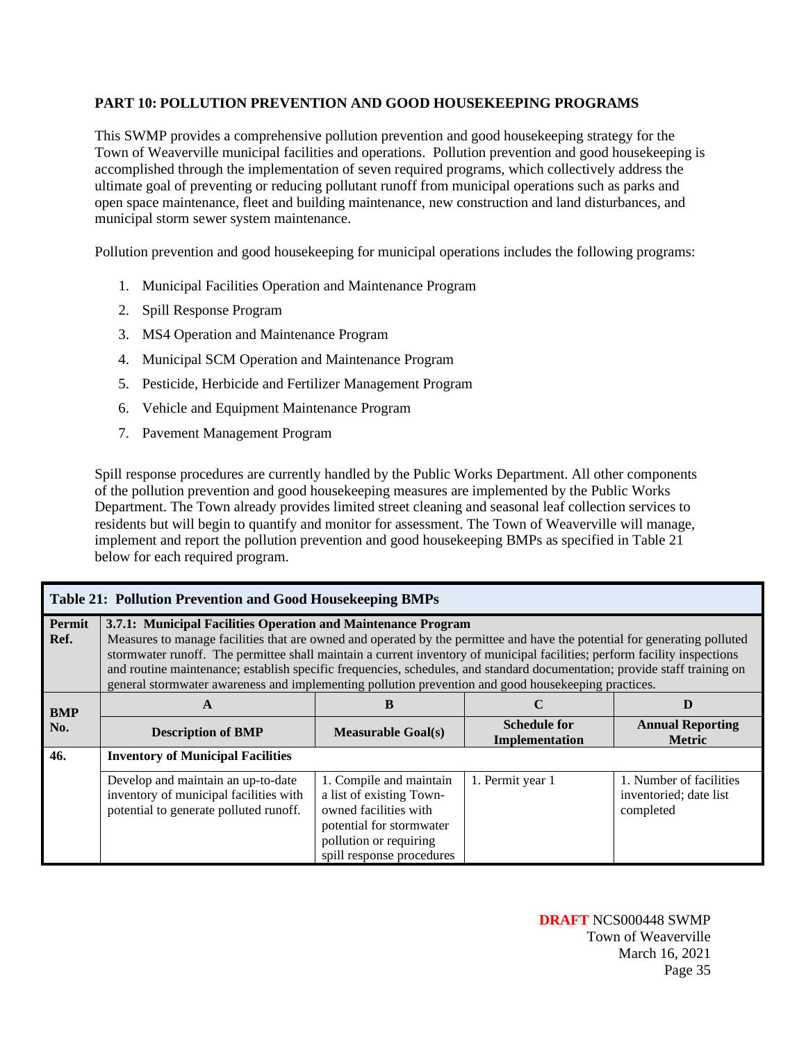## PART 10: POLLUTION PREVENTION AND GOOD HOUSEKEEPING PROGRAMS

This SWMP provides a comprehensive pollution prevention and good housekeeping strategy for the Town of Weaverville municipal facilities and operations. Pollution prevention and good housekeeping is accomplished through the implementation of seven required programs, which collectively address the ultimate goal of preventing or reducing pollutant runoff from municipal operations such as parks and open space maintenance, fleet and building maintenance, new construction and land disturbances, and municipal storm sewer system maintenance.

Pollution prevention and good housekeeping for municipal operations includes the following programs:

1. Municipal Facilities Operation and Maintenance Program
2. Spill Response Program
3. MS4 Operation and Maintenance Program
4. Municipal SCM Operation and Maintenance Program
5. Pesticide, Herbicide and Fertilizer Management Program
6. Vehicle and Equipment Maintenance Program
7. Pavement Management Program

Spill response procedures are currently handled by the Public Works Department. All other components of the pollution prevention and good housekeeping measures are implemented by the Public Works Department. The Town already provides limited street cleaning and seasonal leaf collection services to residents but will begin to quantify and monitor for assessment. The Town of Weaverville will manage, implement and report the pollution prevention and good housekeeping BMPs as specified in Table 21 below for each required program.

| **Table 21: Pollution Prevention and Good Housekeeping BMPs** | | | | |
|---|---|---|---|---|
| **Permit Ref.** | **3.7.1: Municipal Facilities Operation and Maintenance Program** Measures to manage facilities that are owned and operated by the permittee and have the potential for generating polluted stormwater runoff. The permittee shall maintain a current inventory of municipal facilities; perform facility inspections and routine maintenance; establish specific frequencies, schedules, and standard documentation; provide staff training on general stormwater awareness and implementing pollution prevention and good housekeeping practices. | | | |
| **BMP No.** | **A** | **B** | **C** | **D** |
| | **Description of BMP** | **Measurable Goal(s)** | **Schedule for Implementation** | **Annual Reporting Metric** |
| **46.** | **Inventory of Municipal Facilities** | | | |
| | Develop and maintain an up-to-date inventory of municipal facilities with potential to generate polluted runoff. | 1. Compile and maintain a list of existing Town-owned facilities with potential for stormwater pollution or requiring spill response procedures | 1. Permit year 1 | 1. Number of facilities inventoried; date list completed |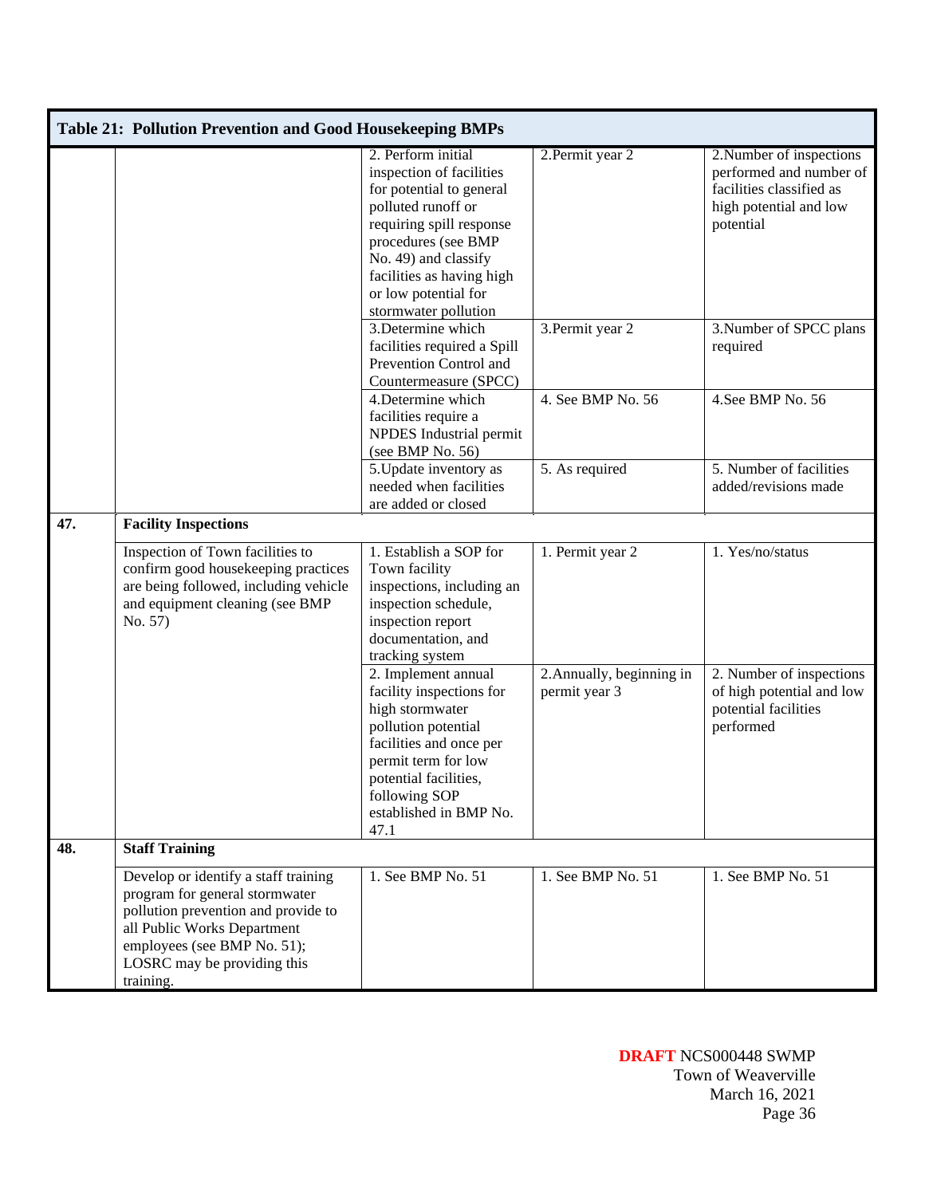| Table 21: Pollution Prevention and Good Housekeeping BMPs | | | | |
|---|---|---|---|---|
| | | 2. Perform initial inspection of facilities for potential to general polluted runoff or requiring spill response procedures (see BMP No. 49) and classify facilities as having high or low potential for stormwater pollution | 2.Permit year 2 | 2.Number of inspections performed and number of facilities classified as high potential and low potential |
| | | 3.Determine which facilities required a Spill Prevention Control and Countermeasure (SPCC) | 3.Permit year 2 | 3.Number of SPCC plans required |
| | | 4.Determine which facilities require a NPDES Industrial permit (see BMP No. 56) | 4. See BMP No. 56 | 4.See BMP No. 56 |
| | | 5.Update inventory as needed when facilities are added or closed | 5. As required | 5. Number of facilities added/revisions made |
| **47.** | **Facility Inspections** | | | |
| | Inspection of Town facilities to confirm good housekeeping practices are being followed, including vehicle and equipment cleaning (see BMP No. 57) | 1. Establish a SOP for Town facility inspections, including an inspection schedule, inspection report documentation, and tracking system | 1. Permit year 2 | 1. Yes/no/status |
| | | 2. Implement annual facility inspections for high stormwater pollution potential facilities and once per permit term for low potential facilities, following SOP established in BMP No. 47.1 | 2.Annually, beginning in permit year 3 | 2. Number of inspections of high potential and low potential facilities performed |
| **48.** | **Staff Training** | | | |
| | Develop or identify a staff training program for general stormwater pollution prevention and provide to all Public Works Department employees (see BMP No. 51); LOSRC may be providing this training. | 1. See BMP No. 51 | 1. See BMP No. 51 | 1. See BMP No. 51 |

**DRAFT** NCS000448 SWMP
Town of Weaverville
March 16, 2021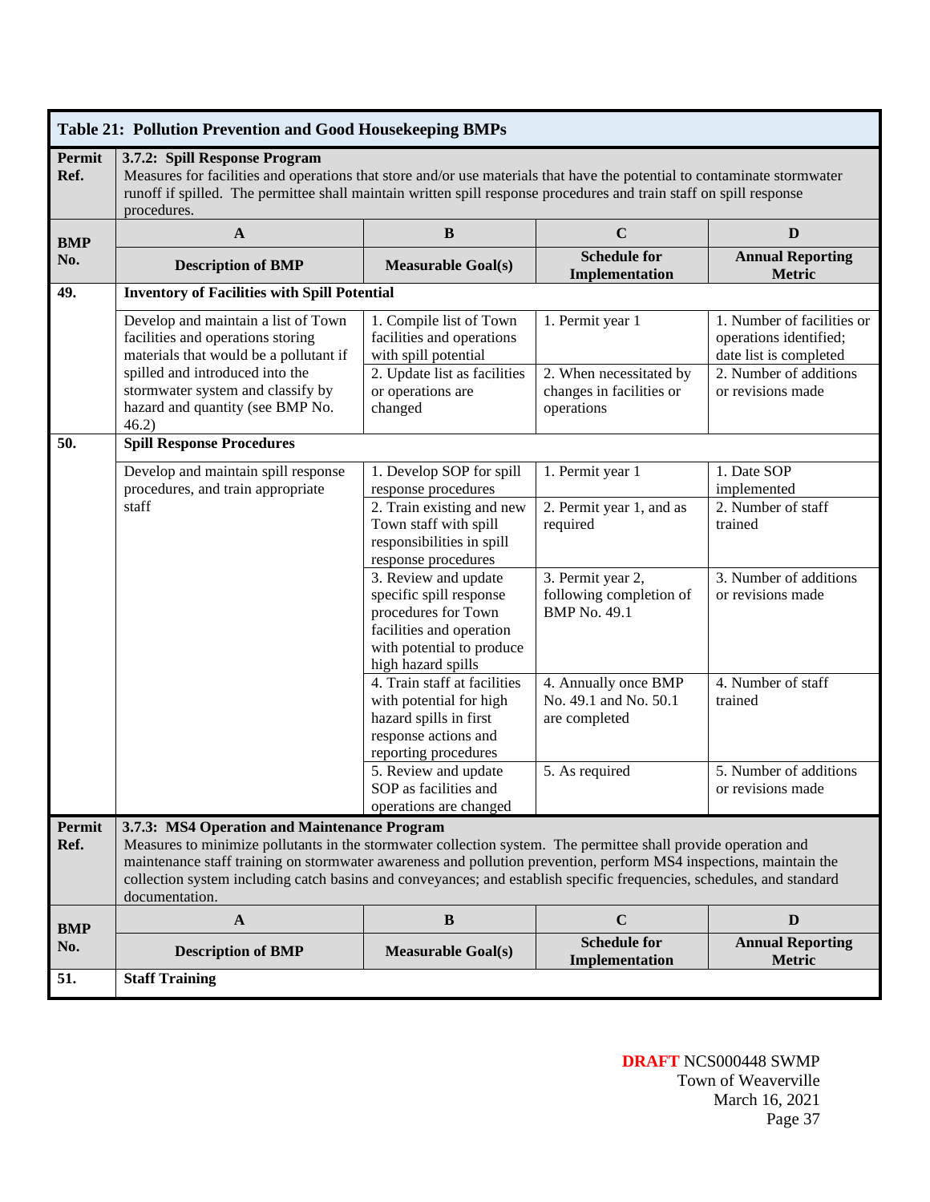| Table 21: Pollution Prevention and Good Housekeeping BMPs | | | | |
|---|---|---|---|---|
| **Permit Ref.** | **3.7.2: Spill Response Program** Measures for facilities and operations that store and/or use materials that have the potential to contaminate stormwater runoff if spilled. The permittee shall maintain written spill response procedures and train staff on spill response procedures. | | | |
| **BMP No.** | **A** | **B** | **C** | **D** |
| | **Description of BMP** | **Measurable Goal(s)** | **Schedule for Implementation** | **Annual Reporting Metric** |
| **49.** | **Inventory of Facilities with Spill Potential** | | | |
| | Develop and maintain a list of Town facilities and operations storing materials that would be a pollutant if spilled and introduced into the stormwater system and classify by hazard and quantity (see BMP No. 46.2) | 1. Compile list of Town facilities and operations with spill potential | 1. Permit year 1 | 1. Number of facilities or operations identified; date list is completed |
| | | 2. Update list as facilities or operations are changed | 2. When necessitated by changes in facilities or operations | 2. Number of additions or revisions made |
| **50.** | **Spill Response Procedures** | | | |
| | Develop and maintain spill response procedures, and train appropriate staff | 1. Develop SOP for spill response procedures | 1. Permit year 1 | 1. Date SOP implemented |
| | | 2. Train existing and new Town staff with spill responsibilities in spill response procedures | 2. Permit year 1, and as required | 2. Number of staff trained |
| | | 3. Review and update specific spill response procedures for Town facilities and operation with potential to produce high hazard spills | 3. Permit year 2, following completion of BMP No. 49.1 | 3. Number of additions or revisions made |
| | | 4. Train staff at facilities with potential for high hazard spills in first response actions and reporting procedures | 4. Annually once BMP No. 49.1 and No. 50.1 are completed | 4. Number of staff trained |
| | | 5. Review and update SOP as facilities and operations are changed | 5. As required | 5. Number of additions or revisions made |
| **Permit Ref.** | **3.7.3: MS4 Operation and Maintenance Program** Measures to minimize pollutants in the stormwater collection system. The permittee shall provide operation and maintenance staff training on stormwater awareness and pollution prevention, perform MS4 inspections, maintain the collection system including catch basins and conveyances; and establish specific frequencies, schedules, and standard documentation. | | | |
| **BMP No.** | **A** | **B** | **C** | **D** |
| | **Description of BMP** | **Measurable Goal(s)** | **Schedule for Implementation** | **Annual Reporting Metric** |
| **51.** | **Staff Training** | | | |

**DRAFT** NCS000448 SWMP
Town of Weaverville
March 16, 2021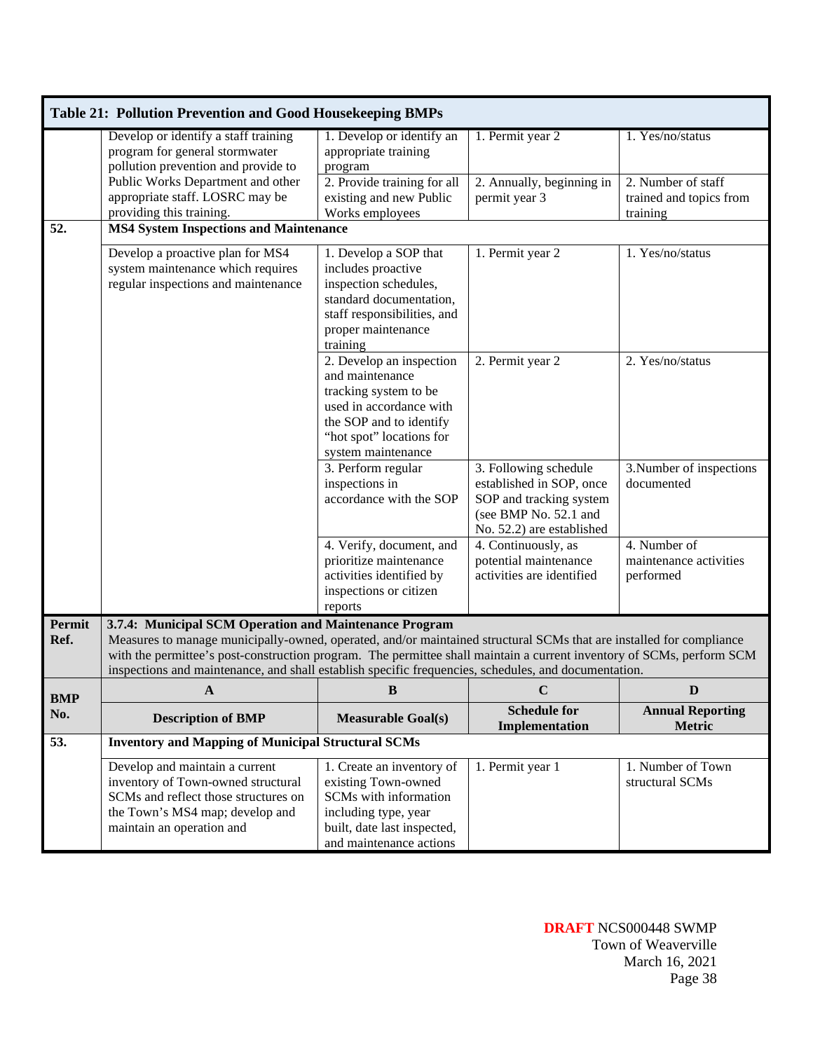| Table 21: Pollution Prevention and Good Housekeeping BMPs | | | | |
|---|---|---|---|---|
| | Develop or identify a staff training program for general stormwater pollution prevention and provide to Public Works Department and other appropriate staff. LOSRC may be providing this training. | 1. Develop or identify an appropriate training program | 1. Permit year 2 | 1. Yes/no/status |
| | | 2. Provide training for all existing and new Public Works employees | 2. Annually, beginning in permit year 3 | 2. Number of staff trained and topics from training |
| **52.** | **MS4 System Inspections and Maintenance** | | | |
| | Develop a proactive plan for MS4 system maintenance which requires regular inspections and maintenance | 1. Develop a SOP that includes proactive inspection schedules, standard documentation, staff responsibilities, and proper maintenance training | 1. Permit year 2 | 1. Yes/no/status |
| | | 2. Develop an inspection and maintenance tracking system to be used in accordance with the SOP and to identify "hot spot" locations for system maintenance | 2. Permit year 2 | 2. Yes/no/status |
| | | 3. Perform regular inspections in accordance with the SOP | 3. Following schedule established in SOP, once SOP and tracking system (see BMP No. 52.1 and No. 52.2) are established | 3.Number of inspections documented |
| | | 4. Verify, document, and prioritize maintenance activities identified by inspections or citizen reports | 4. Continuously, as potential maintenance activities are identified | 4. Number of maintenance activities performed |
| **Permit Ref.** | **3.7.4: Municipal SCM Operation and Maintenance Program**<br>Measures to manage municipally-owned, operated, and/or maintained structural SCMs that are installed for compliance with the permittee's post-construction program. The permittee shall maintain a current inventory of SCMs, perform SCM inspections and maintenance, and shall establish specific frequencies, schedules, and documentation. | | | |
| **BMP No.** | **A** | **B** | **C** | **D** |
| | **Description of BMP** | **Measurable Goal(s)** | **Schedule for Implementation** | **Annual Reporting Metric** |
| **53.** | **Inventory and Mapping of Municipal Structural SCMs** | | | |
| | Develop and maintain a current inventory of Town-owned structural SCMs and reflect those structures on the Town's MS4 map; develop and maintain an operation and | 1. Create an inventory of existing Town-owned SCMs with information including type, year built, date last inspected, and maintenance actions | 1. Permit year 1 | 1. Number of Town structural SCMs |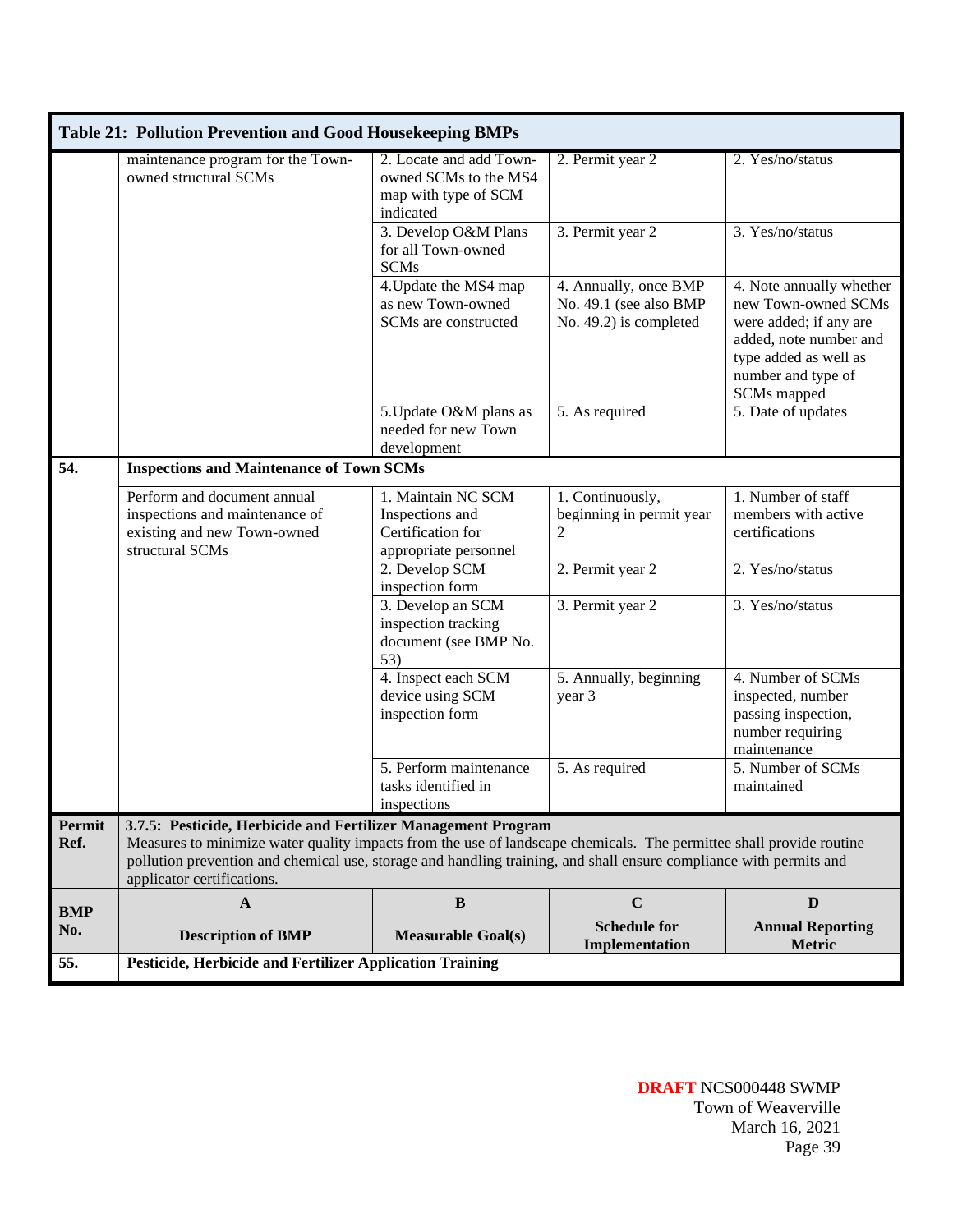**Table 21: Pollution Prevention and Good Housekeeping BMPs**

| BMP No. | Description of BMP | Measurable Goal(s) | Schedule for Implementation | Annual Reporting Metric |
|---|---|---|---|---|
| | maintenance program for the Town-owned structural SCMs | 2. Locate and add Town-owned SCMs to the MS4 map with type of SCM indicated | 2. Permit year 2 | 2. Yes/no/status |
| | | 3. Develop O&M Plans for all Town-owned SCMs | 3. Permit year 2 | 3. Yes/no/status |
| | | 4.Update the MS4 map as new Town-owned SCMs are constructed | 4. Annually, once BMP No. 49.1 (see also BMP No. 49.2) is completed | 4. Note annually whether new Town-owned SCMs were added; if any are added, note number and type added as well as number and type of SCMs mapped |
| | | 5.Update O&M plans as needed for new Town development | 5. As required | 5. Date of updates |
| **54.** | **Inspections and Maintenance of Town SCMs** | | | |
| | Perform and document annual inspections and maintenance of existing and new Town-owned structural SCMs | 1. Maintain NC SCM Inspections and Certification for appropriate personnel | 1. Continuously, beginning in permit year 2 | 1. Number of staff members with active certifications |
| | | 2. Develop SCM inspection form | 2. Permit year 2 | 2. Yes/no/status |
| | | 3. Develop an SCM inspection tracking document (see BMP No. 53) | 3. Permit year 2 | 3. Yes/no/status |
| | | 4. Inspect each SCM device using SCM inspection form | 5. Annually, beginning year 3 | 4. Number of SCMs inspected, number passing inspection, number requiring maintenance |
| | | 5. Perform maintenance tasks identified in inspections | 5. As required | 5. Number of SCMs maintained |
| **Permit Ref.** | **3.7.5: Pesticide, Herbicide and Fertilizer Management Program** Measures to minimize water quality impacts from the use of landscape chemicals. The permittee shall provide routine pollution prevention and chemical use, storage and handling training, and shall ensure compliance with permits and applicator certifications. | | | |
| **BMP No.** | **A** | **B** | **C** | **D** |
| | **Description of BMP** | **Measurable Goal(s)** | **Schedule for Implementation** | **Annual Reporting Metric** |
| **55.** | **Pesticide, Herbicide and Fertilizer Application Training** | | | |

**DRAFT** NCS000448 SWMP
Town of Weaverville
March 16, 2021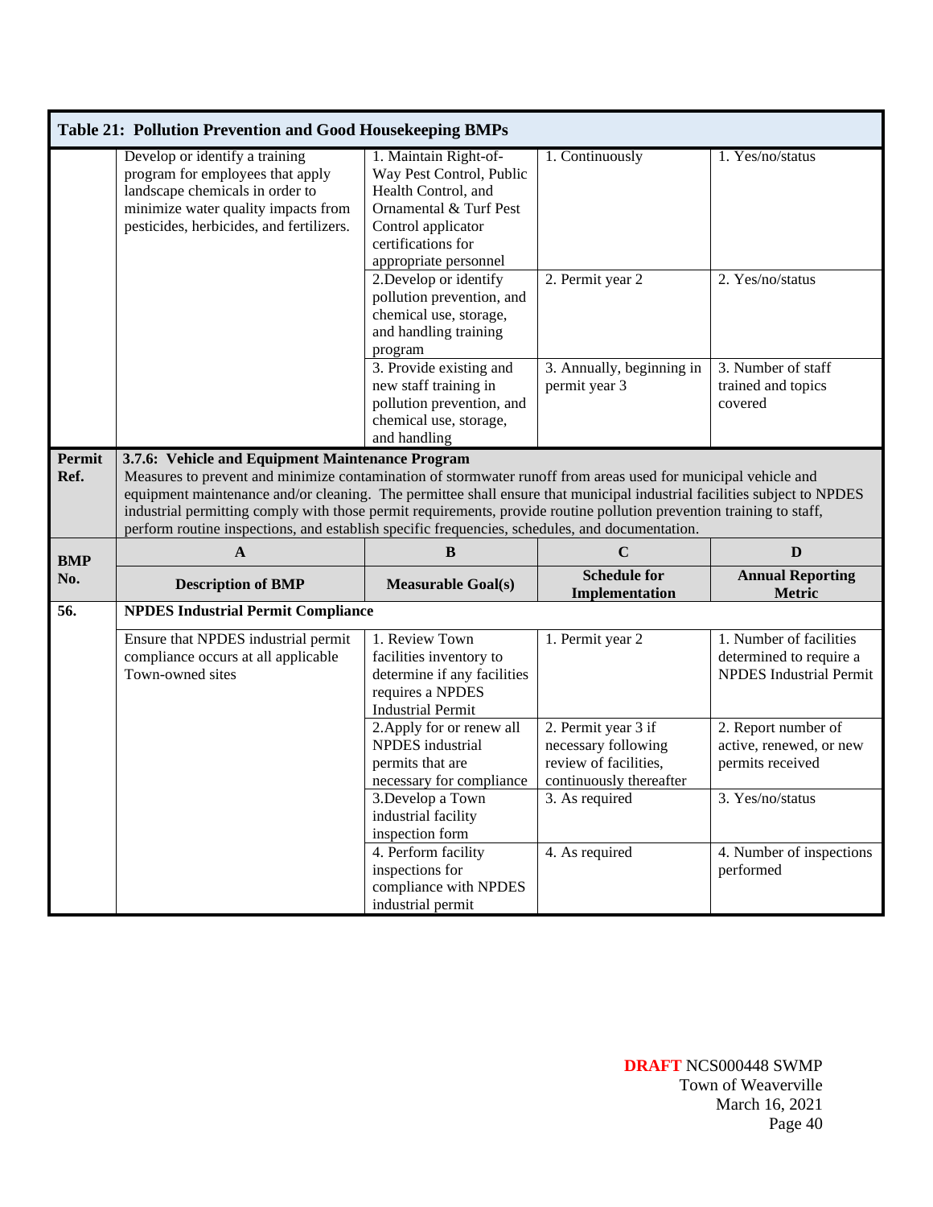**Table 21: Pollution Prevention and Good Housekeeping BMPs**

| | | | | |
|---|---|---|---|---|
| | Develop or identify a training program for employees that apply landscape chemicals in order to minimize water quality impacts from pesticides, herbicides, and fertilizers. | 1. Maintain Right-of-Way Pest Control, Public Health Control, and Ornamental & Turf Pest Control applicator certifications for appropriate personnel | 1. Continuously | 1. Yes/no/status |
| | | 2.Develop or identify pollution prevention, and chemical use, storage, and handling training program | 2. Permit year 2 | 2. Yes/no/status |
| | | 3. Provide existing and new staff training in pollution prevention, and chemical use, storage, and handling | 3. Annually, beginning in permit year 3 | 3. Number of staff trained and topics covered |
| **Permit Ref.** | **3.7.6: Vehicle and Equipment Maintenance Program** Measures to prevent and minimize contamination of stormwater runoff from areas used for municipal vehicle and equipment maintenance and/or cleaning. The permittee shall ensure that municipal industrial facilities subject to NPDES industrial permitting comply with those permit requirements, provide routine pollution prevention training to staff, perform routine inspections, and establish specific frequencies, schedules, and documentation. | | | |
| **BMP No.** | **A** | **B** | **C** | **D** |
| | **Description of BMP** | **Measurable Goal(s)** | **Schedule for Implementation** | **Annual Reporting Metric** |
| **56.** | **NPDES Industrial Permit Compliance** | | | |
| | Ensure that NPDES industrial permit compliance occurs at all applicable Town-owned sites | 1. Review Town facilities inventory to determine if any facilities requires a NPDES Industrial Permit | 1. Permit year 2 | 1. Number of facilities determined to require a NPDES Industrial Permit |
| | | 2.Apply for or renew all NPDES industrial permits that are necessary for compliance | 2. Permit year 3 if necessary following review of facilities, continuously thereafter | 2. Report number of active, renewed, or new permits received |
| | | 3.Develop a Town industrial facility inspection form | 3. As required | 3. Yes/no/status |
| | | 4. Perform facility inspections for compliance with NPDES industrial permit | 4. As required | 4. Number of inspections performed |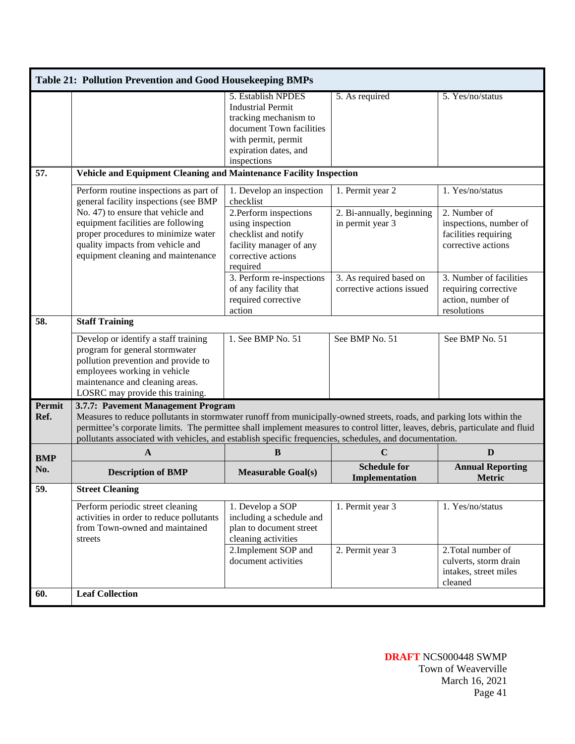**Table 21: Pollution Prevention and Good Housekeeping BMPs**

| | | | | |
|---|---|---|---|---|
| | | 5. Establish NPDES Industrial Permit tracking mechanism to document Town facilities with permit, permit expiration dates, and inspections | 5. As required | 5. Yes/no/status |
| **57.** | **Vehicle and Equipment Cleaning and Maintenance Facility Inspection** | | | |
| | Perform routine inspections as part of general facility inspections (see BMP No. 47) to ensure that vehicle and equipment facilities are following proper procedures to minimize water quality impacts from vehicle and equipment cleaning and maintenance | 1. Develop an inspection checklist | 1. Permit year 2 | 1. Yes/no/status |
| | | 2.Perform inspections using inspection checklist and notify facility manager of any corrective actions required | 2. Bi-annually, beginning in permit year 3 | 2. Number of inspections, number of facilities requiring corrective actions |
| | | 3. Perform re-inspections of any facility that required corrective action | 3. As required based on corrective actions issued | 3. Number of facilities requiring corrective action, number of resolutions |
| **58.** | **Staff Training** | | | |
| | Develop or identify a staff training program for general stormwater pollution prevention and provide to employees working in vehicle maintenance and cleaning areas. LOSRC may provide this training. | 1. See BMP No. 51 | See BMP No. 51 | See BMP No. 51 |
| **Permit Ref.** | **3.7.7: Pavement Management Program** Measures to reduce pollutants in stormwater runoff from municipally-owned streets, roads, and parking lots within the permittee's corporate limits. The permittee shall implement measures to control litter, leaves, debris, particulate and fluid pollutants associated with vehicles, and establish specific frequencies, schedules, and documentation. | | | |
| **BMP No.** | **A** | **B** | **C** | **D** |
| | **Description of BMP** | **Measurable Goal(s)** | **Schedule for Implementation** | **Annual Reporting Metric** |
| **59.** | **Street Cleaning** | | | |
| | Perform periodic street cleaning activities in order to reduce pollutants from Town-owned and maintained streets | 1. Develop a SOP including a schedule and plan to document street cleaning activities | 1. Permit year 3 | 1. Yes/no/status |
| | | 2.Implement SOP and document activities | 2. Permit year 3 | 2.Total number of culverts, storm drain intakes, street miles cleaned |
| **60.** | **Leaf Collection** | | | |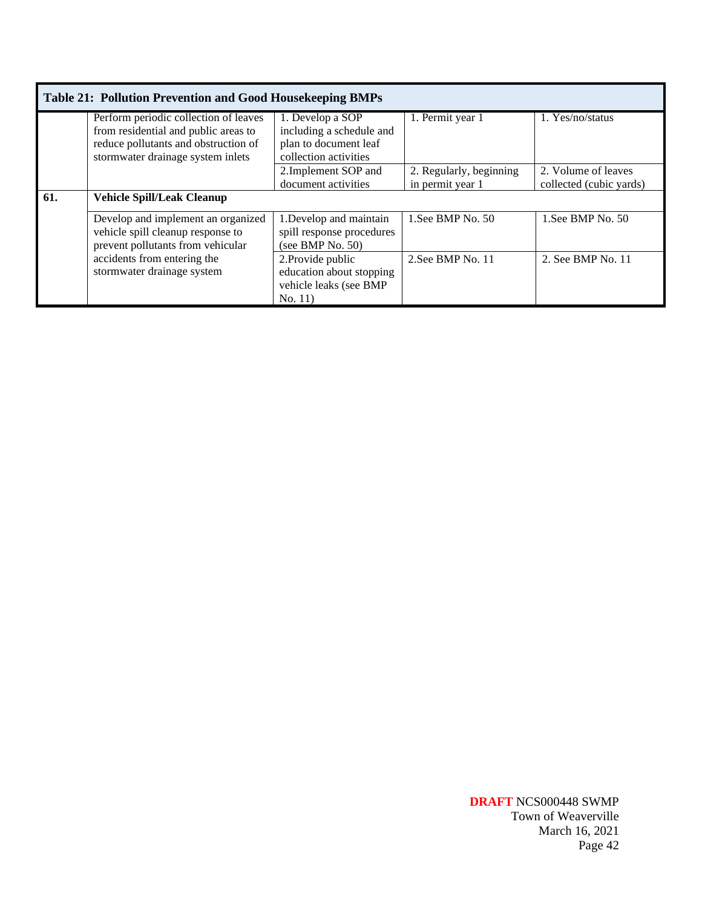| Table 21: Pollution Prevention and Good Housekeeping BMPs | | | | |
|---|---|---|---|---|
| | Perform periodic collection of leaves from residential and public areas to reduce pollutants and obstruction of stormwater drainage system inlets | 1. Develop a SOP including a schedule and plan to document leaf collection activities | 1. Permit year 1 | 1. Yes/no/status |
| | | 2.Implement SOP and document activities | 2. Regularly, beginning in permit year 1 | 2. Volume of leaves collected (cubic yards) |
| **61.** | **Vehicle Spill/Leak Cleanup** | | | |
| | Develop and implement an organized vehicle spill cleanup response to prevent pollutants from vehicular accidents from entering the stormwater drainage system | 1.Develop and maintain spill response procedures (see BMP No. 50) | 1.See BMP No. 50 | 1.See BMP No. 50 |
| | | 2.Provide public education about stopping vehicle leaks (see BMP No. 11) | 2.See BMP No. 11 | 2. See BMP No. 11 |